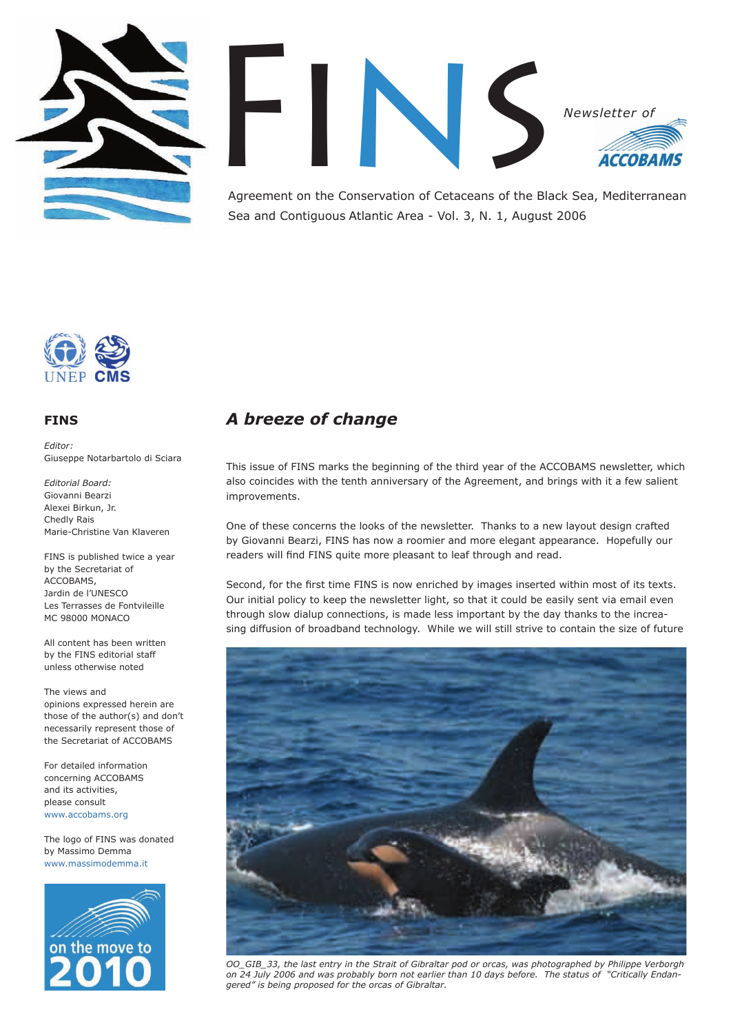# FINS

Newsletter of ACCOBAMS

Agreement on the Conservation of Cetaceans of the Black Sea, Mediterranean Sea and Contiguous Atlantic Area - Vol. 3, N. 1, August 2006

**FINS**

*Editor:*
Giuseppe Notarbartolo di Sciara

*Editorial Board:*
Giovanni Bearzi
Alexei Birkun, Jr.
Chedly Rais
Marie-Christine Van Klaveren

FINS is published twice a year by the Secretariat of ACCOBAMS, Jardin de l'UNESCO Les Terrasses de Fontvileille MC 98000 MONACO

All content has been written by the FINS editorial staff unless otherwise noted

The views and opinions expressed herein are those of the author(s) and don't necessarily represent those of the Secretariat of ACCOBAMS

For detailed information concerning ACCOBAMS and its activities, please consult www.accobams.org

The logo of FINS was donated by Massimo Demma www.massimodemma.it

on the move to 2010

## *A breeze of change*

This issue of FINS marks the beginning of the third year of the ACCOBAMS newsletter, which also coincides with the tenth anniversary of the Agreement, and brings with it a few salient improvements.

One of these concerns the looks of the newsletter. Thanks to a new layout design crafted by Giovanni Bearzi, FINS has now a roomier and more elegant appearance. Hopefully our readers will find FINS quite more pleasant to leaf through and read.

Second, for the first time FINS is now enriched by images inserted within most of its texts. Our initial policy to keep the newsletter light, so that it could be easily sent via email even through slow dialup connections, is made less important by the day thanks to the increasing diffusion of broadband technology. While we will still strive to contain the size of future

*OO_GIB_33, the last entry in the Strait of Gibraltar pod or orcas, was photographed by Philippe Verborgh on 24 July 2006 and was probably born not earlier than 10 days before. The status of "Critically Endangered" is being proposed for the orcas of Gibraltar.*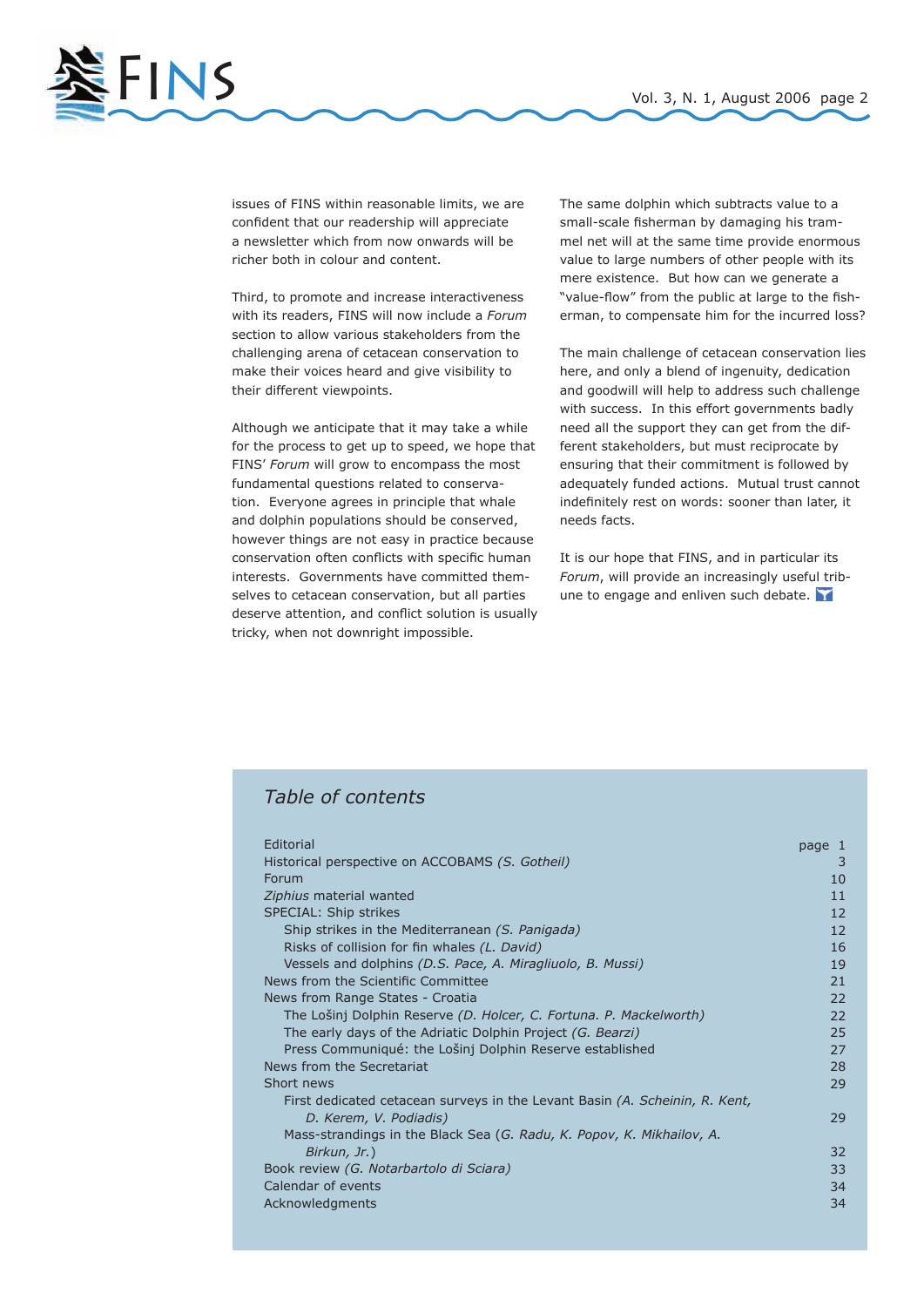issues of FINS within reasonable limits, we are confident that our readership will appreciate a newsletter which from now onwards will be richer both in colour and content.

Third, to promote and increase interactiveness with its readers, FINS will now include a *Forum* section to allow various stakeholders from the challenging arena of cetacean conservation to make their voices heard and give visibility to their different viewpoints.

Although we anticipate that it may take a while for the process to get up to speed, we hope that FINS' *Forum* will grow to encompass the most fundamental questions related to conservation. Everyone agrees in principle that whale and dolphin populations should be conserved, however things are not easy in practice because conservation often conflicts with specific human interests. Governments have committed themselves to cetacean conservation, but all parties deserve attention, and conflict solution is usually tricky, when not downright impossible.

The same dolphin which subtracts value to a small-scale fisherman by damaging his trammel net will at the same time provide enormous value to large numbers of other people with its mere existence. But how can we generate a "value-flow" from the public at large to the fisherman, to compensate him for the incurred loss?

The main challenge of cetacean conservation lies here, and only a blend of ingenuity, dedication and goodwill will help to address such challenge with success. In this effort governments badly need all the support they can get from the different stakeholders, but must reciprocate by ensuring that their commitment is followed by adequately funded actions. Mutual trust cannot indefinitely rest on words: sooner than later, it needs facts.

It is our hope that FINS, and in particular its *Forum*, will provide an increasingly useful tribune to engage and enliven such debate.

## *Table of contents*

| | |
|---|---|
| Editorial | page 1 |
| Historical perspective on ACCOBAMS *(S. Gotheil)* | 3 |
| Forum | 10 |
| *Ziphius* material wanted | 11 |
| SPECIAL: Ship strikes | 12 |
| Ship strikes in the Mediterranean *(S. Panigada)* | 12 |
| Risks of collision for fin whales *(L. David)* | 16 |
| Vessels and dolphins *(D.S. Pace, A. Miragliuolo, B. Mussi)* | 19 |
| News from the Scientific Committee | 21 |
| News from Range States - Croatia | 22 |
| The Lošinj Dolphin Reserve *(D. Holcer, C. Fortuna. P. Mackelworth)* | 22 |
| The early days of the Adriatic Dolphin Project *(G. Bearzi)* | 25 |
| Press Communiqué: the Lošinj Dolphin Reserve established | 27 |
| News from the Secretariat | 28 |
| Short news | 29 |
| First dedicated cetacean surveys in the Levant Basin *(A. Scheinin, R. Kent, D. Kerem, V. Podiadis)* | 29 |
| Mass-strandings in the Black Sea (*G. Radu, K. Popov, K. Mikhailov, A. Birkun, Jr.*) | 32 |
| Book review *(G. Notarbartolo di Sciara)* | 33 |
| Calendar of events | 34 |
| Acknowledgments | 34 |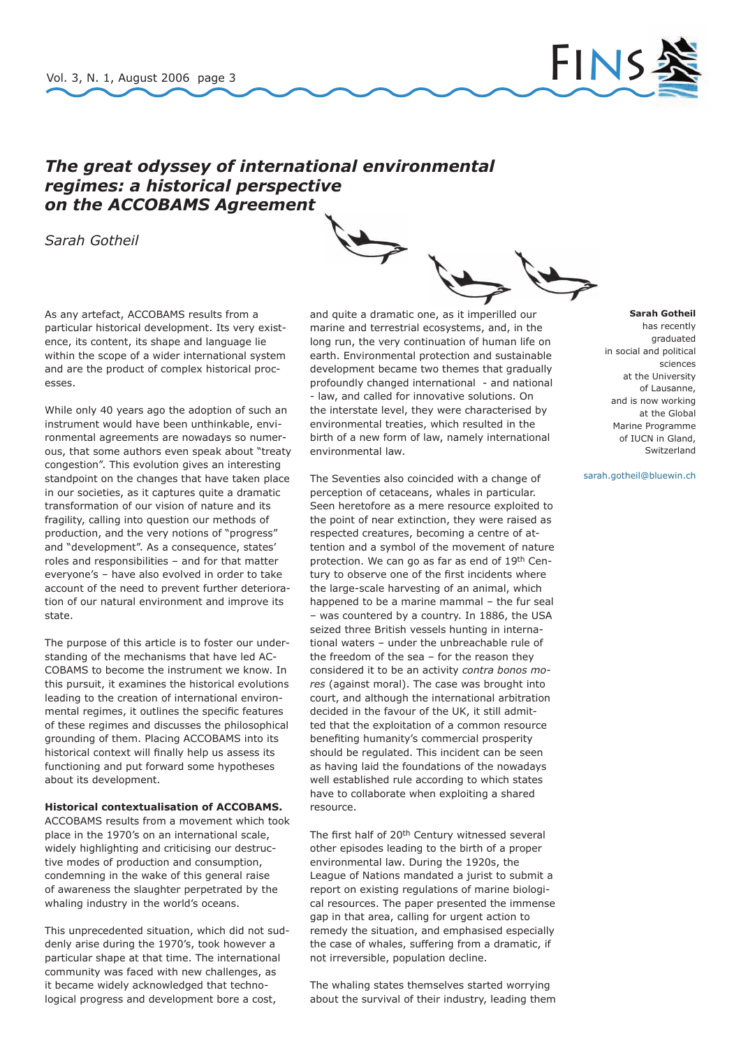# *The great odyssey of international environmental regimes: a historical perspective on the ACCOBAMS Agreement*

*Sarah Gotheil*

**Sarah Gotheil** has recently graduated in social and political sciences at the University of Lausanne, and is now working at the Global Marine Programme of IUCN in Gland, Switzerland

sarah.gotheil@bluewin.ch

As any artefact, ACCOBAMS results from a particular historical development. Its very existence, its content, its shape and language lie within the scope of a wider international system and are the product of complex historical processes.

While only 40 years ago the adoption of such an instrument would have been unthinkable, environmental agreements are nowadays so numerous, that some authors even speak about "treaty congestion". This evolution gives an interesting standpoint on the changes that have taken place in our societies, as it captures quite a dramatic transformation of our vision of nature and its fragility, calling into question our methods of production, and the very notions of "progress" and "development". As a consequence, states' roles and responsibilities – and for that matter everyone's – have also evolved in order to take account of the need to prevent further deterioration of our natural environment and improve its state.

The purpose of this article is to foster our understanding of the mechanisms that have led ACCOBAMS to become the instrument we know. In this pursuit, it examines the historical evolutions leading to the creation of international environmental regimes, it outlines the specific features of these regimes and discusses the philosophical grounding of them. Placing ACCOBAMS into its historical context will finally help us assess its functioning and put forward some hypotheses about its development.

**Historical contextualisation of ACCOBAMS.** ACCOBAMS results from a movement which took place in the 1970's on an international scale, widely highlighting and criticising our destructive modes of production and consumption, condemning in the wake of this general raise of awareness the slaughter perpetrated by the whaling industry in the world's oceans.

This unprecedented situation, which did not suddenly arise during the 1970's, took however a particular shape at that time. The international community was faced with new challenges, as it became widely acknowledged that technological progress and development bore a cost, and quite a dramatic one, as it imperilled our marine and terrestrial ecosystems, and, in the long run, the very continuation of human life on earth. Environmental protection and sustainable development became two themes that gradually profoundly changed international - and national - law, and called for innovative solutions. On the interstate level, they were characterised by environmental treaties, which resulted in the birth of a new form of law, namely international environmental law.

The Seventies also coincided with a change of perception of cetaceans, whales in particular. Seen heretofore as a mere resource exploited to the point of near extinction, they were raised as respected creatures, becoming a centre of attention and a symbol of the movement of nature protection. We can go as far as end of 19th Century to observe one of the first incidents where the large-scale harvesting of an animal, which happened to be a marine mammal – the fur seal – was countered by a country. In 1886, the USA seized three British vessels hunting in international waters – under the unbreachable rule of the freedom of the sea – for the reason they considered it to be an activity *contra bonos mores* (against moral). The case was brought into court, and although the international arbitration decided in the favour of the UK, it still admitted that the exploitation of a common resource benefiting humanity's commercial prosperity should be regulated. This incident can be seen as having laid the foundations of the nowadays well established rule according to which states have to collaborate when exploiting a shared resource.

The first half of 20th Century witnessed several other episodes leading to the birth of a proper environmental law. During the 1920s, the League of Nations mandated a jurist to submit a report on existing regulations of marine biological resources. The paper presented the immense gap in that area, calling for urgent action to remedy the situation, and emphasised especially the case of whales, suffering from a dramatic, if not irreversible, population decline.

The whaling states themselves started worrying about the survival of their industry, leading them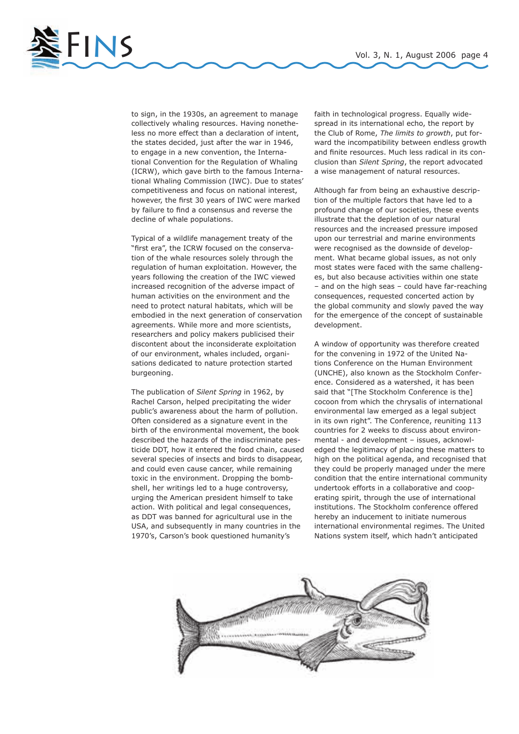to sign, in the 1930s, an agreement to manage collectively whaling resources. Having nonetheless no more effect than a declaration of intent, the states decided, just after the war in 1946, to engage in a new convention, the International Convention for the Regulation of Whaling (ICRW), which gave birth to the famous International Whaling Commission (IWC). Due to states' competitiveness and focus on national interest, however, the first 30 years of IWC were marked by failure to find a consensus and reverse the decline of whale populations.

Typical of a wildlife management treaty of the "first era", the ICRW focused on the conservation of the whale resources solely through the regulation of human exploitation. However, the years following the creation of the IWC viewed increased recognition of the adverse impact of human activities on the environment and the need to protect natural habitats, which will be embodied in the next generation of conservation agreements. While more and more scientists, researchers and policy makers publicised their discontent about the inconsiderate exploitation of our environment, whales included, organisations dedicated to nature protection started burgeoning.

The publication of *Silent Spring* in 1962, by Rachel Carson, helped precipitating the wider public's awareness about the harm of pollution. Often considered as a signature event in the birth of the environmental movement, the book described the hazards of the indiscriminate pesticide DDT, how it entered the food chain, caused several species of insects and birds to disappear, and could even cause cancer, while remaining toxic in the environment. Dropping the bombshell, her writings led to a huge controversy, urging the American president himself to take action. With political and legal consequences, as DDT was banned for agricultural use in the USA, and subsequently in many countries in the 1970's, Carson's book questioned humanity's faith in technological progress. Equally widespread in its international echo, the report by the Club of Rome, *The limits to growth*, put forward the incompatibility between endless growth and finite resources. Much less radical in its conclusion than *Silent Spring*, the report advocated a wise management of natural resources.

Although far from being an exhaustive description of the multiple factors that have led to a profound change of our societies, these events illustrate that the depletion of our natural resources and the increased pressure imposed upon our terrestrial and marine environments were recognised as the downside of development. What became global issues, as not only most states were faced with the same challenges, but also because activities within one state – and on the high seas – could have far-reaching consequences, requested concerted action by the global community and slowly paved the way for the emergence of the concept of sustainable development.

A window of opportunity was therefore created for the convening in 1972 of the United Nations Conference on the Human Environment (UNCHE), also known as the Stockholm Conference. Considered as a watershed, it has been said that "[The Stockholm Conference is the] cocoon from which the chrysalis of international environmental law emerged as a legal subject in its own right". The Conference, reuniting 113 countries for 2 weeks to discuss about environmental - and development – issues, acknowledged the legitimacy of placing these matters to high on the political agenda, and recognised that they could be properly managed under the mere condition that the entire international community undertook efforts in a collaborative and cooperating spirit, through the use of international institutions. The Stockholm conference offered hereby an inducement to initiate numerous international environmental regimes. The United Nations system itself, which hadn't anticipated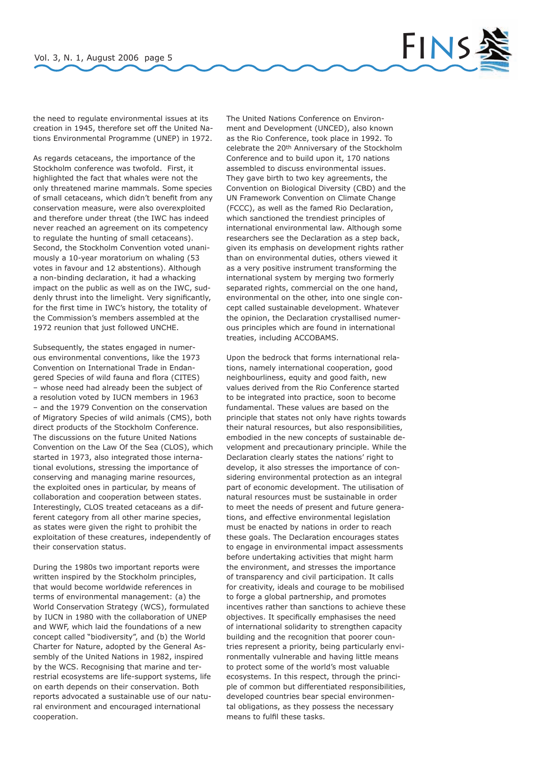the need to regulate environmental issues at its creation in 1945, therefore set off the United Nations Environmental Programme (UNEP) in 1972.

As regards cetaceans, the importance of the Stockholm conference was twofold. First, it highlighted the fact that whales were not the only threatened marine mammals. Some species of small cetaceans, which didn't benefit from any conservation measure, were also overexploited and therefore under threat (the IWC has indeed never reached an agreement on its competency to regulate the hunting of small cetaceans). Second, the Stockholm Convention voted unanimously a 10-year moratorium on whaling (53 votes in favour and 12 abstentions). Although a non-binding declaration, it had a whacking impact on the public as well as on the IWC, suddenly thrust into the limelight. Very significantly, for the first time in IWC's history, the totality of the Commission's members assembled at the 1972 reunion that just followed UNCHE.

Subsequently, the states engaged in numerous environmental conventions, like the 1973 Convention on International Trade in Endangered Species of wild fauna and flora (CITES) – whose need had already been the subject of a resolution voted by IUCN members in 1963 – and the 1979 Convention on the conservation of Migratory Species of wild animals (CMS), both direct products of the Stockholm Conference. The discussions on the future United Nations Convention on the Law Of the Sea (CLOS), which started in 1973, also integrated those international evolutions, stressing the importance of conserving and managing marine resources, the exploited ones in particular, by means of collaboration and cooperation between states. Interestingly, CLOS treated cetaceans as a different category from all other marine species, as states were given the right to prohibit the exploitation of these creatures, independently of their conservation status.

During the 1980s two important reports were written inspired by the Stockholm principles, that would become worldwide references in terms of environmental management: (a) the World Conservation Strategy (WCS), formulated by IUCN in 1980 with the collaboration of UNEP and WWF, which laid the foundations of a new concept called "biodiversity", and (b) the World Charter for Nature, adopted by the General Assembly of the United Nations in 1982, inspired by the WCS. Recognising that marine and terrestrial ecosystems are life-support systems, life on earth depends on their conservation. Both reports advocated a sustainable use of our natural environment and encouraged international cooperation.

The United Nations Conference on Environment and Development (UNCED), also known as the Rio Conference, took place in 1992. To celebrate the 20th Anniversary of the Stockholm Conference and to build upon it, 170 nations assembled to discuss environmental issues. They gave birth to two key agreements, the Convention on Biological Diversity (CBD) and the UN Framework Convention on Climate Change (FCCC), as well as the famed Rio Declaration, which sanctioned the trendiest principles of international environmental law. Although some researchers see the Declaration as a step back, given its emphasis on development rights rather than on environmental duties, others viewed it as a very positive instrument transforming the international system by merging two formerly separated rights, commercial on the one hand, environmental on the other, into one single concept called sustainable development. Whatever the opinion, the Declaration crystallised numerous principles which are found in international treaties, including ACCOBAMS.

Upon the bedrock that forms international relations, namely international cooperation, good neighbourliness, equity and good faith, new values derived from the Rio Conference started to be integrated into practice, soon to become fundamental. These values are based on the principle that states not only have rights towards their natural resources, but also responsibilities, embodied in the new concepts of sustainable development and precautionary principle. While the Declaration clearly states the nations' right to develop, it also stresses the importance of considering environmental protection as an integral part of economic development. The utilisation of natural resources must be sustainable in order to meet the needs of present and future generations, and effective environmental legislation must be enacted by nations in order to reach these goals. The Declaration encourages states to engage in environmental impact assessments before undertaking activities that might harm the environment, and stresses the importance of transparency and civil participation. It calls for creativity, ideals and courage to be mobilised to forge a global partnership, and promotes incentives rather than sanctions to achieve these objectives. It specifically emphasises the need of international solidarity to strengthen capacity building and the recognition that poorer countries represent a priority, being particularly environmentally vulnerable and having little means to protect some of the world's most valuable ecosystems. In this respect, through the principle of common but differentiated responsibilities, developed countries bear special environmental obligations, as they possess the necessary means to fulfil these tasks.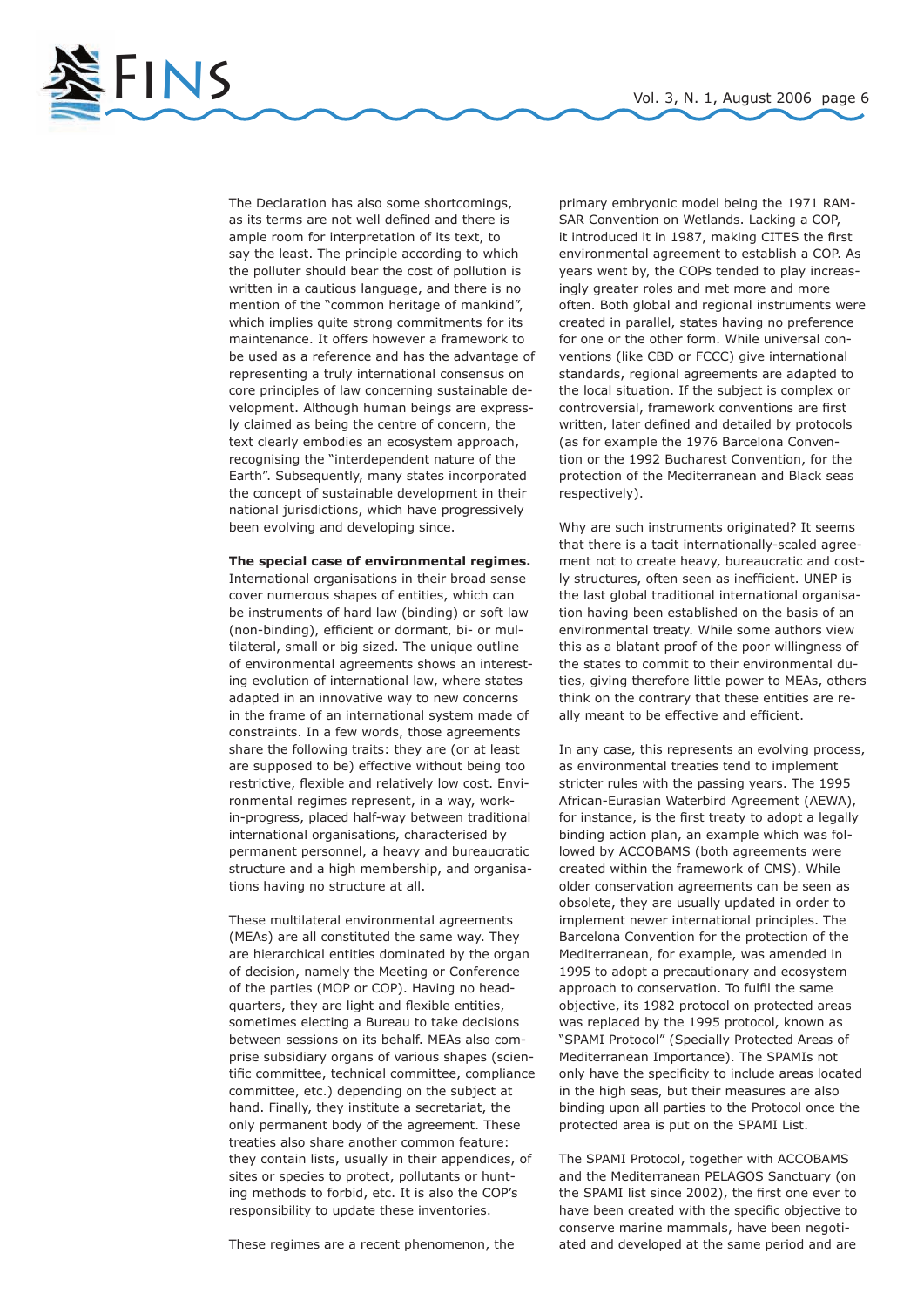The Declaration has also some shortcomings, as its terms are not well defined and there is ample room for interpretation of its text, to say the least. The principle according to which the polluter should bear the cost of pollution is written in a cautious language, and there is no mention of the "common heritage of mankind", which implies quite strong commitments for its maintenance. It offers however a framework to be used as a reference and has the advantage of representing a truly international consensus on core principles of law concerning sustainable development. Although human beings are expressly claimed as being the centre of concern, the text clearly embodies an ecosystem approach, recognising the "interdependent nature of the Earth". Subsequently, many states incorporated the concept of sustainable development in their national jurisdictions, which have progressively been evolving and developing since.

**The special case of environmental regimes.** International organisations in their broad sense cover numerous shapes of entities, which can be instruments of hard law (binding) or soft law (non-binding), efficient or dormant, bi- or multilateral, small or big sized. The unique outline of environmental agreements shows an interesting evolution of international law, where states adapted in an innovative way to new concerns in the frame of an international system made of constraints. In a few words, those agreements share the following traits: they are (or at least are supposed to be) effective without being too restrictive, flexible and relatively low cost. Environmental regimes represent, in a way, work-in-progress, placed half-way between traditional international organisations, characterised by permanent personnel, a heavy and bureaucratic structure and a high membership, and organisations having no structure at all.

These multilateral environmental agreements (MEAs) are all constituted the same way. They are hierarchical entities dominated by the organ of decision, namely the Meeting or Conference of the parties (MOP or COP). Having no headquarters, they are light and flexible entities, sometimes electing a Bureau to take decisions between sessions on its behalf. MEAs also comprise subsidiary organs of various shapes (scientific committee, technical committee, compliance committee, etc.) depending on the subject at hand. Finally, they institute a secretariat, the only permanent body of the agreement. These treaties also share another common feature: they contain lists, usually in their appendices, of sites or species to protect, pollutants or hunting methods to forbid, etc. It is also the COP's responsibility to update these inventories.

These regimes are a recent phenomenon, the primary embryonic model being the 1971 RAMSAR Convention on Wetlands. Lacking a COP, it introduced it in 1987, making CITES the first environmental agreement to establish a COP. As years went by, the COPs tended to play increasingly greater roles and met more and more often. Both global and regional instruments were created in parallel, states having no preference for one or the other form. While universal conventions (like CBD or FCCC) give international standards, regional agreements are adapted to the local situation. If the subject is complex or controversial, framework conventions are first written, later defined and detailed by protocols (as for example the 1976 Barcelona Convention or the 1992 Bucharest Convention, for the protection of the Mediterranean and Black seas respectively).

Why are such instruments originated? It seems that there is a tacit internationally-scaled agreement not to create heavy, bureaucratic and costly structures, often seen as inefficient. UNEP is the last global traditional international organisation having been established on the basis of an environmental treaty. While some authors view this as a blatant proof of the poor willingness of the states to commit to their environmental duties, giving therefore little power to MEAs, others think on the contrary that these entities are really meant to be effective and efficient.

In any case, this represents an evolving process, as environmental treaties tend to implement stricter rules with the passing years. The 1995 African-Eurasian Waterbird Agreement (AEWA), for instance, is the first treaty to adopt a legally binding action plan, an example which was followed by ACCOBAMS (both agreements were created within the framework of CMS). While older conservation agreements can be seen as obsolete, they are usually updated in order to implement newer international principles. The Barcelona Convention for the protection of the Mediterranean, for example, was amended in 1995 to adopt a precautionary and ecosystem approach to conservation. To fulfil the same objective, its 1982 protocol on protected areas was replaced by the 1995 protocol, known as "SPAMI Protocol" (Specially Protected Areas of Mediterranean Importance). The SPAMIs not only have the specificity to include areas located in the high seas, but their measures are also binding upon all parties to the Protocol once the protected area is put on the SPAMI List.

The SPAMI Protocol, together with ACCOBAMS and the Mediterranean PELAGOS Sanctuary (on the SPAMI list since 2002), the first one ever to have been created with the specific objective to conserve marine mammals, have been negotiated and developed at the same period and are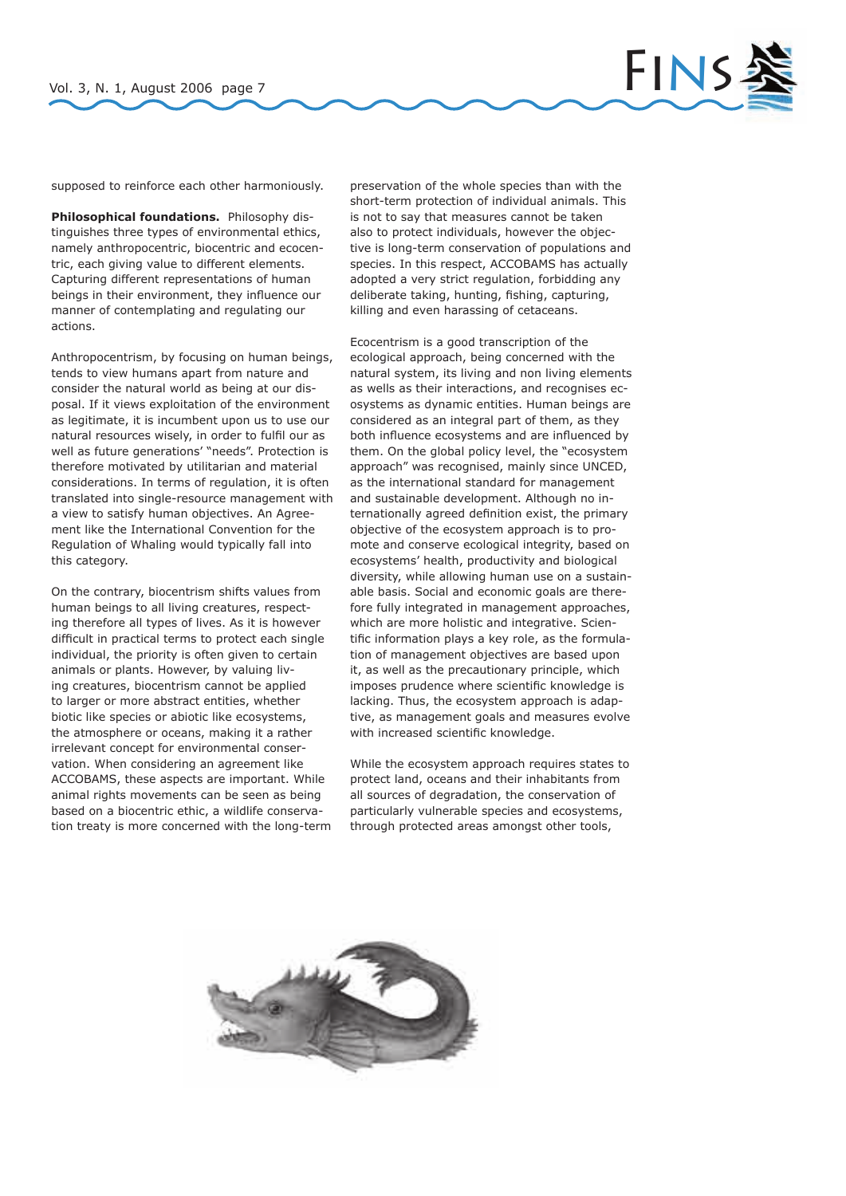supposed to reinforce each other harmoniously.

**Philosophical foundations.** Philosophy distinguishes three types of environmental ethics, namely anthropocentric, biocentric and ecocentric, each giving value to different elements. Capturing different representations of human beings in their environment, they influence our manner of contemplating and regulating our actions.

Anthropocentrism, by focusing on human beings, tends to view humans apart from nature and consider the natural world as being at our disposal. If it views exploitation of the environment as legitimate, it is incumbent upon us to use our natural resources wisely, in order to fulfil our as well as future generations' "needs". Protection is therefore motivated by utilitarian and material considerations. In terms of regulation, it is often translated into single-resource management with a view to satisfy human objectives. An Agreement like the International Convention for the Regulation of Whaling would typically fall into this category.

On the contrary, biocentrism shifts values from human beings to all living creatures, respecting therefore all types of lives. As it is however difficult in practical terms to protect each single individual, the priority is often given to certain animals or plants. However, by valuing living creatures, biocentrism cannot be applied to larger or more abstract entities, whether biotic like species or abiotic like ecosystems, the atmosphere or oceans, making it a rather irrelevant concept for environmental conservation. When considering an agreement like ACCOBAMS, these aspects are important. While animal rights movements can be seen as being based on a biocentric ethic, a wildlife conservation treaty is more concerned with the long-term preservation of the whole species than with the short-term protection of individual animals. This is not to say that measures cannot be taken also to protect individuals, however the objective is long-term conservation of populations and species. In this respect, ACCOBAMS has actually adopted a very strict regulation, forbidding any deliberate taking, hunting, fishing, capturing, killing and even harassing of cetaceans.

Ecocentrism is a good transcription of the ecological approach, being concerned with the natural system, its living and non living elements as wells as their interactions, and recognises ecosystems as dynamic entities. Human beings are considered as an integral part of them, as they both influence ecosystems and are influenced by them. On the global policy level, the "ecosystem approach" was recognised, mainly since UNCED, as the international standard for management and sustainable development. Although no internationally agreed definition exist, the primary objective of the ecosystem approach is to promote and conserve ecological integrity, based on ecosystems' health, productivity and biological diversity, while allowing human use on a sustainable basis. Social and economic goals are therefore fully integrated in management approaches, which are more holistic and integrative. Scientific information plays a key role, as the formulation of management objectives are based upon it, as well as the precautionary principle, which imposes prudence where scientific knowledge is lacking. Thus, the ecosystem approach is adaptive, as management goals and measures evolve with increased scientific knowledge.

While the ecosystem approach requires states to protect land, oceans and their inhabitants from all sources of degradation, the conservation of particularly vulnerable species and ecosystems, through protected areas amongst other tools,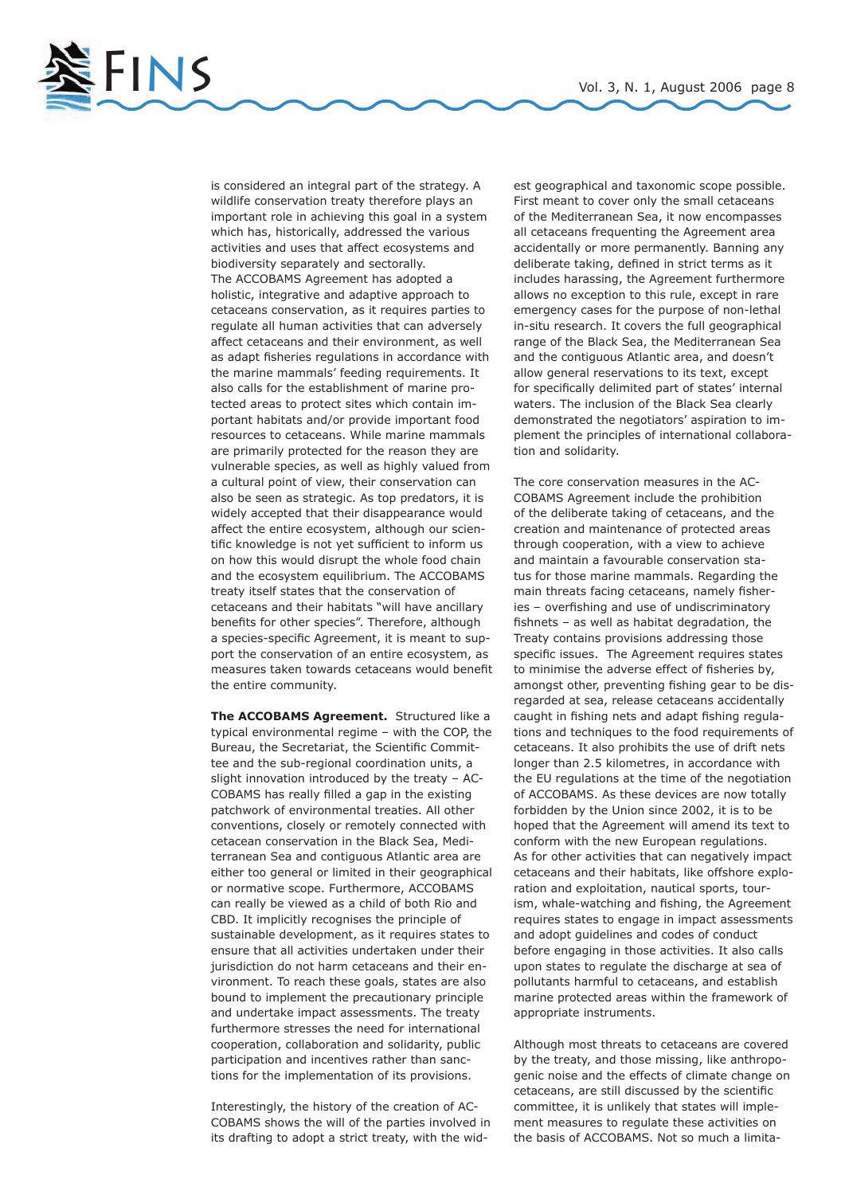is considered an integral part of the strategy. A wildlife conservation treaty therefore plays an important role in achieving this goal in a system which has, historically, addressed the various activities and uses that affect ecosystems and biodiversity separately and sectorally.
The ACCOBAMS Agreement has adopted a holistic, integrative and adaptive approach to cetaceans conservation, as it requires parties to regulate all human activities that can adversely affect cetaceans and their environment, as well as adapt fisheries regulations in accordance with the marine mammals' feeding requirements. It also calls for the establishment of marine protected areas to protect sites which contain important habitats and/or provide important food resources to cetaceans. While marine mammals are primarily protected for the reason they are vulnerable species, as well as highly valued from a cultural point of view, their conservation can also be seen as strategic. As top predators, it is widely accepted that their disappearance would affect the entire ecosystem, although our scientific knowledge is not yet sufficient to inform us on how this would disrupt the whole food chain and the ecosystem equilibrium. The ACCOBAMS treaty itself states that the conservation of cetaceans and their habitats "will have ancillary benefits for other species". Therefore, although a species-specific Agreement, it is meant to support the conservation of an entire ecosystem, as measures taken towards cetaceans would benefit the entire community.

**The ACCOBAMS Agreement.** Structured like a typical environmental regime – with the COP, the Bureau, the Secretariat, the Scientific Committee and the sub-regional coordination units, a slight innovation introduced by the treaty – ACCOBAMS has really filled a gap in the existing patchwork of environmental treaties. All other conventions, closely or remotely connected with cetacean conservation in the Black Sea, Mediterranean Sea and contiguous Atlantic area are either too general or limited in their geographical or normative scope. Furthermore, ACCOBAMS can really be viewed as a child of both Rio and CBD. It implicitly recognises the principle of sustainable development, as it requires states to ensure that all activities undertaken under their jurisdiction do not harm cetaceans and their environment. To reach these goals, states are also bound to implement the precautionary principle and undertake impact assessments. The treaty furthermore stresses the need for international cooperation, collaboration and solidarity, public participation and incentives rather than sanctions for the implementation of its provisions.

Interestingly, the history of the creation of ACCOBAMS shows the will of the parties involved in its drafting to adopt a strict treaty, with the widest geographical and taxonomic scope possible. First meant to cover only the small cetaceans of the Mediterranean Sea, it now encompasses all cetaceans frequenting the Agreement area accidentally or more permanently. Banning any deliberate taking, defined in strict terms as it includes harassing, the Agreement furthermore allows no exception to this rule, except in rare emergency cases for the purpose of non-lethal in-situ research. It covers the full geographical range of the Black Sea, the Mediterranean Sea and the contiguous Atlantic area, and doesn't allow general reservations to its text, except for specifically delimited part of states' internal waters. The inclusion of the Black Sea clearly demonstrated the negotiators' aspiration to implement the principles of international collaboration and solidarity.

The core conservation measures in the ACCOBAMS Agreement include the prohibition of the deliberate taking of cetaceans, and the creation and maintenance of protected areas through cooperation, with a view to achieve and maintain a favourable conservation status for those marine mammals. Regarding the main threats facing cetaceans, namely fisheries – overfishing and use of undiscriminatory fishnets – as well as habitat degradation, the Treaty contains provisions addressing those specific issues. The Agreement requires states to minimise the adverse effect of fisheries by, amongst other, preventing fishing gear to be disregarded at sea, release cetaceans accidentally caught in fishing nets and adapt fishing regulations and techniques to the food requirements of cetaceans. It also prohibits the use of drift nets longer than 2.5 kilometres, in accordance with the EU regulations at the time of the negotiation of ACCOBAMS. As these devices are now totally forbidden by the Union since 2002, it is to be hoped that the Agreement will amend its text to conform with the new European regulations.
As for other activities that can negatively impact cetaceans and their habitats, like offshore exploration and exploitation, nautical sports, tourism, whale-watching and fishing, the Agreement requires states to engage in impact assessments and adopt guidelines and codes of conduct before engaging in those activities. It also calls upon states to regulate the discharge at sea of pollutants harmful to cetaceans, and establish marine protected areas within the framework of appropriate instruments.

Although most threats to cetaceans are covered by the treaty, and those missing, like anthropogenic noise and the effects of climate change on cetaceans, are still discussed by the scientific committee, it is unlikely that states will implement measures to regulate these activities on the basis of ACCOBAMS. Not so much a limita-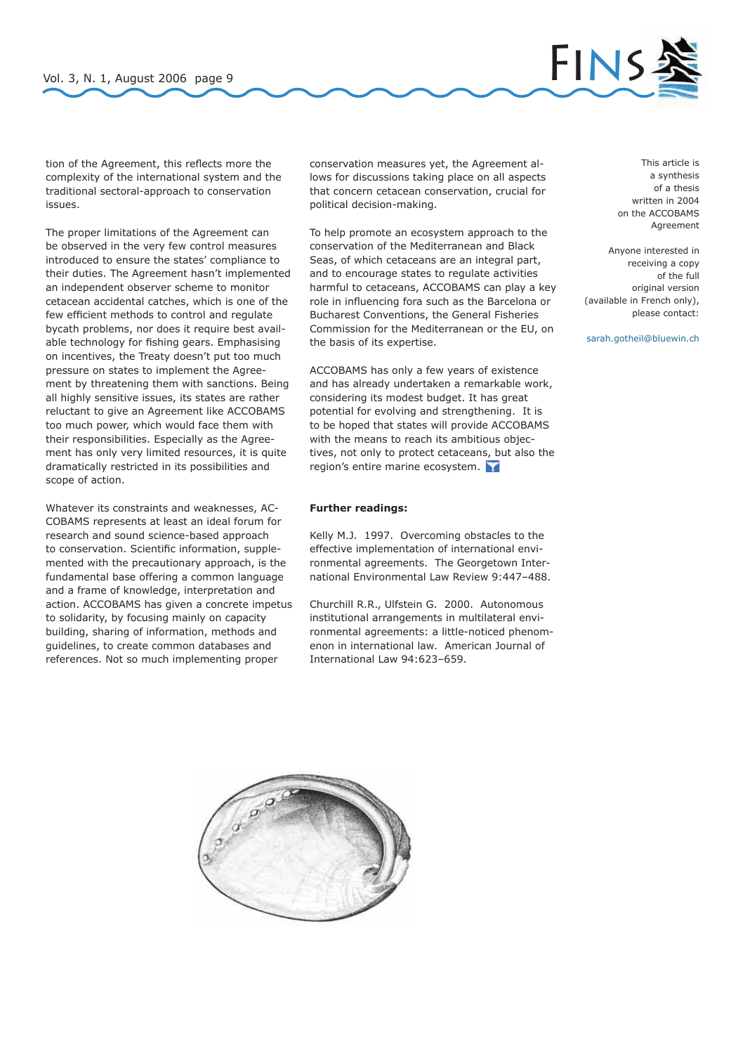tion of the Agreement, this reflects more the complexity of the international system and the traditional sectoral-approach to conservation issues.

The proper limitations of the Agreement can be observed in the very few control measures introduced to ensure the states' compliance to their duties. The Agreement hasn't implemented an independent observer scheme to monitor cetacean accidental catches, which is one of the few efficient methods to control and regulate bycath problems, nor does it require best available technology for fishing gears. Emphasising on incentives, the Treaty doesn't put too much pressure on states to implement the Agreement by threatening them with sanctions. Being all highly sensitive issues, its states are rather reluctant to give an Agreement like ACCOBAMS too much power, which would face them with their responsibilities. Especially as the Agreement has only very limited resources, it is quite dramatically restricted in its possibilities and scope of action.

Whatever its constraints and weaknesses, ACCOBAMS represents at least an ideal forum for research and sound science-based approach to conservation. Scientific information, supplemented with the precautionary approach, is the fundamental base offering a common language and a frame of knowledge, interpretation and action. ACCOBAMS has given a concrete impetus to solidarity, by focusing mainly on capacity building, sharing of information, methods and guidelines, to create common databases and references. Not so much implementing proper conservation measures yet, the Agreement allows for discussions taking place on all aspects that concern cetacean conservation, crucial for political decision-making.

To help promote an ecosystem approach to the conservation of the Mediterranean and Black Seas, of which cetaceans are an integral part, and to encourage states to regulate activities harmful to cetaceans, ACCOBAMS can play a key role in influencing fora such as the Barcelona or Bucharest Conventions, the General Fisheries Commission for the Mediterranean or the EU, on the basis of its expertise.

ACCOBAMS has only a few years of existence and has already undertaken a remarkable work, considering its modest budget. It has great potential for evolving and strengthening. It is to be hoped that states will provide ACCOBAMS with the means to reach its ambitious objectives, not only to protect cetaceans, but also the region's entire marine ecosystem.

**Further readings:**

Kelly M.J. 1997. Overcoming obstacles to the effective implementation of international environmental agreements. The Georgetown International Environmental Law Review 9:447–488.

Churchill R.R., Ulfstein G. 2000. Autonomous institutional arrangements in multilateral environmental agreements: a little-noticed phenomenon in international law. American Journal of International Law 94:623–659.

This article is a synthesis of a thesis written in 2004 on the ACCOBAMS Agreement

Anyone interested in receiving a copy of the full original version (available in French only), please contact:

sarah.gotheil@bluewin.ch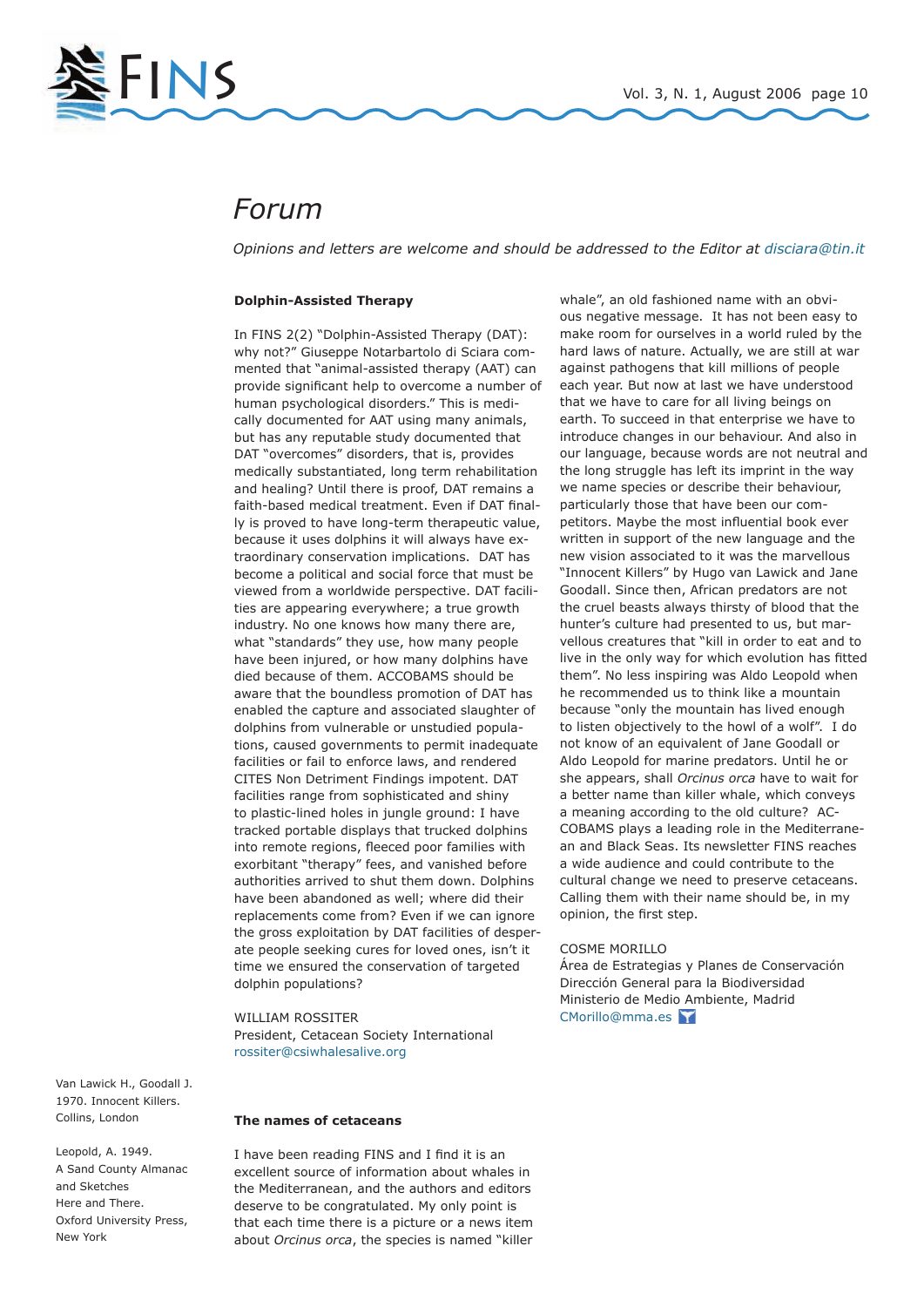# Forum

*Opinions and letters are welcome and should be addressed to the Editor at disciara@tin.it*

### Dolphin-Assisted Therapy

In FINS 2(2) "Dolphin-Assisted Therapy (DAT): why not?" Giuseppe Notarbartolo di Sciara commented that "animal-assisted therapy (AAT) can provide significant help to overcome a number of human psychological disorders." This is medically documented for AAT using many animals, but has any reputable study documented that DAT "overcomes" disorders, that is, provides medically substantiated, long term rehabilitation and healing? Until there is proof, DAT remains a faith-based medical treatment. Even if DAT finally is proved to have long-term therapeutic value, because it uses dolphins it will always have extraordinary conservation implications. DAT has become a political and social force that must be viewed from a worldwide perspective. DAT facilities are appearing everywhere; a true growth industry. No one knows how many there are, what "standards" they use, how many people have been injured, or how many dolphins have died because of them. ACCOBAMS should be aware that the boundless promotion of DAT has enabled the capture and associated slaughter of dolphins from vulnerable or unstudied populations, caused governments to permit inadequate facilities or fail to enforce laws, and rendered CITES Non Detriment Findings impotent. DAT facilities range from sophisticated and shiny to plastic-lined holes in jungle ground: I have tracked portable displays that trucked dolphins into remote regions, fleeced poor families with exorbitant "therapy" fees, and vanished before authorities arrived to shut them down. Dolphins have been abandoned as well; where did their replacements come from? Even if we can ignore the gross exploitation by DAT facilities of desperate people seeking cures for loved ones, isn't it time we ensured the conservation of targeted dolphin populations?

WILLIAM ROSSITER
President, Cetacean Society International
rossiter@csiwhalesalive.org

### The names of cetaceans

I have been reading FINS and I find it is an excellent source of information about whales in the Mediterranean, and the authors and editors deserve to be congratulated. My only point is that each time there is a picture or a news item about *Orcinus orca*, the species is named "killer whale", an old fashioned name with an obvious negative message. It has not been easy to make room for ourselves in a world ruled by the hard laws of nature. Actually, we are still at war against pathogens that kill millions of people each year. But now at last we have understood that we have to care for all living beings on earth. To succeed in that enterprise we have to introduce changes in our behaviour. And also in our language, because words are not neutral and the long struggle has left its imprint in the way we name species or describe their behaviour, particularly those that have been our competitors. Maybe the most influential book ever written in support of the new language and the new vision associated to it was the marvellous "Innocent Killers" by Hugo van Lawick and Jane Goodall. Since then, African predators are not the cruel beasts always thirsty of blood that the hunter's culture had presented to us, but marvellous creatures that "kill in order to eat and to live in the only way for which evolution has fitted them". No less inspiring was Aldo Leopold when he recommended us to think like a mountain because "only the mountain has lived enough to listen objectively to the howl of a wolf". I do not know of an equivalent of Jane Goodall or Aldo Leopold for marine predators. Until he or she appears, shall *Orcinus orca* have to wait for a better name than killer whale, which conveys a meaning according to the old culture? ACCOBAMS plays a leading role in the Mediterranean and Black Seas. Its newsletter FINS reaches a wide audience and could contribute to the cultural change we need to preserve cetaceans. Calling them with their name should be, in my opinion, the first step.

COSME MORILLO
Área de Estrategias y Planes de Conservación
Dirección General para la Biodiversidad
Ministerio de Medio Ambiente, Madrid
CMorillo@mma.es

Van Lawick H., Goodall J. 1970. Innocent Killers. Collins, London

Leopold, A. 1949. A Sand County Almanac and Sketches Here and There. Oxford University Press, New York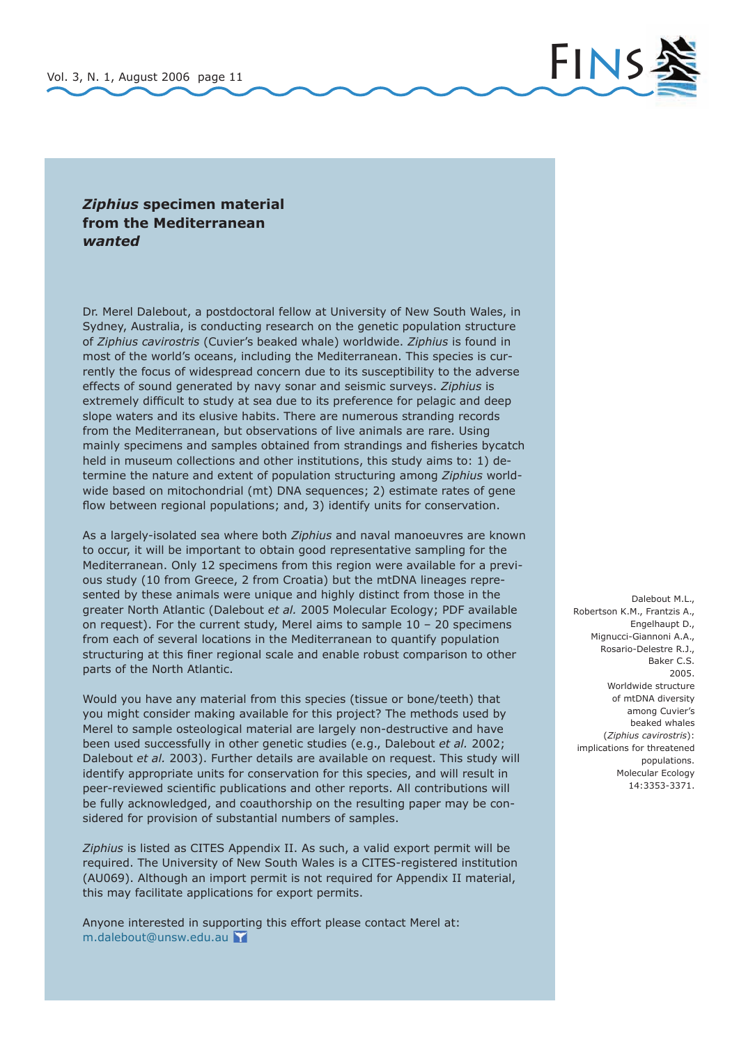## *Ziphius* specimen material from the Mediterranean *wanted*

Dr. Merel Dalebout, a postdoctoral fellow at University of New South Wales, in Sydney, Australia, is conducting research on the genetic population structure of *Ziphius cavirostris* (Cuvier's beaked whale) worldwide. *Ziphius* is found in most of the world's oceans, including the Mediterranean. This species is currently the focus of widespread concern due to its susceptibility to the adverse effects of sound generated by navy sonar and seismic surveys. *Ziphius* is extremely difficult to study at sea due to its preference for pelagic and deep slope waters and its elusive habits. There are numerous stranding records from the Mediterranean, but observations of live animals are rare. Using mainly specimens and samples obtained from strandings and fisheries bycatch held in museum collections and other institutions, this study aims to: 1) determine the nature and extent of population structuring among *Ziphius* worldwide based on mitochondrial (mt) DNA sequences; 2) estimate rates of gene flow between regional populations; and, 3) identify units for conservation.

As a largely-isolated sea where both *Ziphius* and naval manoeuvres are known to occur, it will be important to obtain good representative sampling for the Mediterranean. Only 12 specimens from this region were available for a previous study (10 from Greece, 2 from Croatia) but the mtDNA lineages represented by these animals were unique and highly distinct from those in the greater North Atlantic (Dalebout *et al.* 2005 Molecular Ecology; PDF available on request). For the current study, Merel aims to sample 10 – 20 specimens from each of several locations in the Mediterranean to quantify population structuring at this finer regional scale and enable robust comparison to other parts of the North Atlantic.

Would you have any material from this species (tissue or bone/teeth) that you might consider making available for this project? The methods used by Merel to sample osteological material are largely non-destructive and have been used successfully in other genetic studies (e.g., Dalebout *et al.* 2002; Dalebout *et al.* 2003). Further details are available on request. This study will identify appropriate units for conservation for this species, and will result in peer-reviewed scientific publications and other reports. All contributions will be fully acknowledged, and coauthorship on the resulting paper may be considered for provision of substantial numbers of samples.

*Ziphius* is listed as CITES Appendix II. As such, a valid export permit will be required. The University of New South Wales is a CITES-registered institution (AU069). Although an import permit is not required for Appendix II material, this may facilitate applications for export permits.

Anyone interested in supporting this effort please contact Merel at: m.dalebout@unsw.edu.au

Dalebout M.L., Robertson K.M., Frantzis A., Engelhaupt D., Mignucci-Giannoni A.A., Rosario-Delestre R.J., Baker C.S. 2005. Worldwide structure of mtDNA diversity among Cuvier's beaked whales (*Ziphius cavirostris*): implications for threatened populations. Molecular Ecology 14:3353-3371.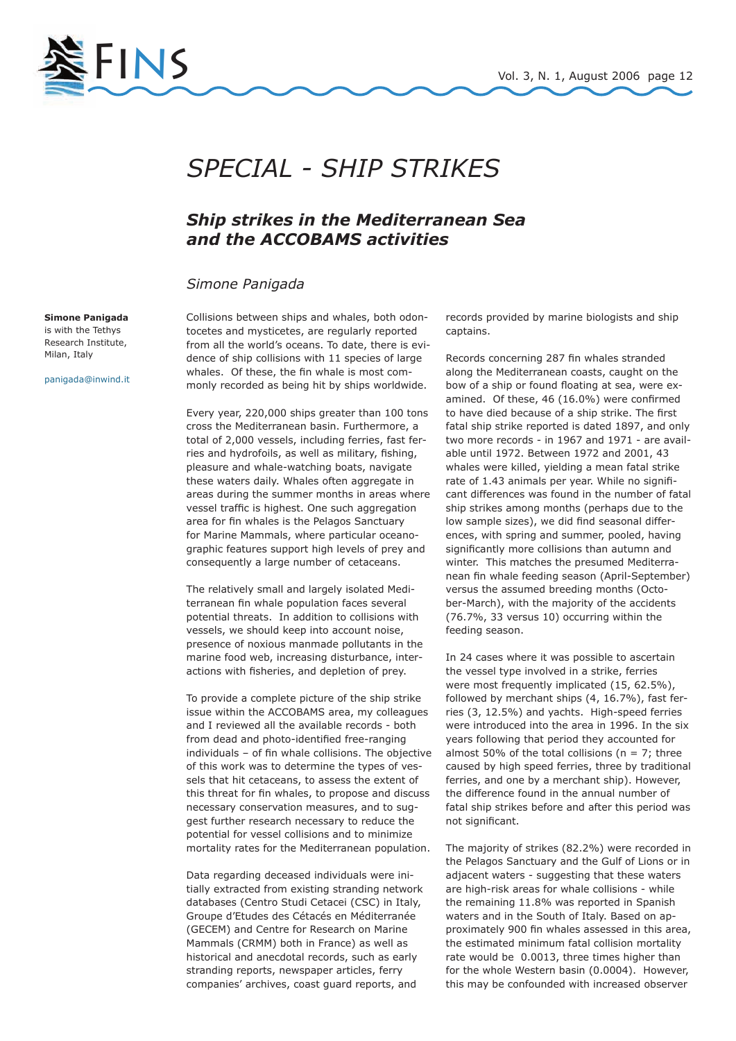# SPECIAL - SHIP STRIKES

## *Ship strikes in the Mediterranean Sea and the ACCOBAMS activities*

*Simone Panigada*

**Simone Panigada** is with the Tethys Research Institute, Milan, Italy

panigada@inwind.it

Collisions between ships and whales, both odontocetes and mysticetes, are regularly reported from all the world's oceans. To date, there is evidence of ship collisions with 11 species of large whales. Of these, the fin whale is most commonly recorded as being hit by ships worldwide.

Every year, 220,000 ships greater than 100 tons cross the Mediterranean basin. Furthermore, a total of 2,000 vessels, including ferries, fast ferries and hydrofoils, as well as military, fishing, pleasure and whale-watching boats, navigate these waters daily. Whales often aggregate in areas during the summer months in areas where vessel traffic is highest. One such aggregation area for fin whales is the Pelagos Sanctuary for Marine Mammals, where particular oceanographic features support high levels of prey and consequently a large number of cetaceans.

The relatively small and largely isolated Mediterranean fin whale population faces several potential threats. In addition to collisions with vessels, we should keep into account noise, presence of noxious manmade pollutants in the marine food web, increasing disturbance, interactions with fisheries, and depletion of prey.

To provide a complete picture of the ship strike issue within the ACCOBAMS area, my colleagues and I reviewed all the available records - both from dead and photo-identified free-ranging individuals – of fin whale collisions. The objective of this work was to determine the types of vessels that hit cetaceans, to assess the extent of this threat for fin whales, to propose and discuss necessary conservation measures, and to suggest further research necessary to reduce the potential for vessel collisions and to minimize mortality rates for the Mediterranean population.

Data regarding deceased individuals were initially extracted from existing stranding network databases (Centro Studi Cetacei (CSC) in Italy, Groupe d'Etudes des Cétacés en Méditerranée (GECEM) and Centre for Research on Marine Mammals (CRMM) both in France) as well as historical and anecdotal records, such as early stranding reports, newspaper articles, ferry companies' archives, coast guard reports, and records provided by marine biologists and ship captains.

Records concerning 287 fin whales stranded along the Mediterranean coasts, caught on the bow of a ship or found floating at sea, were examined. Of these, 46 (16.0%) were confirmed to have died because of a ship strike. The first fatal ship strike reported is dated 1897, and only two more records - in 1967 and 1971 - are available until 1972. Between 1972 and 2001, 43 whales were killed, yielding a mean fatal strike rate of 1.43 animals per year. While no significant differences was found in the number of fatal ship strikes among months (perhaps due to the low sample sizes), we did find seasonal differences, with spring and summer, pooled, having significantly more collisions than autumn and winter. This matches the presumed Mediterranean fin whale feeding season (April-September) versus the assumed breeding months (October-March), with the majority of the accidents (76.7%, 33 versus 10) occurring within the feeding season.

In 24 cases where it was possible to ascertain the vessel type involved in a strike, ferries were most frequently implicated (15, 62.5%), followed by merchant ships (4, 16.7%), fast ferries (3, 12.5%) and yachts. High-speed ferries were introduced into the area in 1996. In the six years following that period they accounted for almost 50% of the total collisions (n = 7; three caused by high speed ferries, three by traditional ferries, and one by a merchant ship). However, the difference found in the annual number of fatal ship strikes before and after this period was not significant.

The majority of strikes (82.2%) were recorded in the Pelagos Sanctuary and the Gulf of Lions or in adjacent waters - suggesting that these waters are high-risk areas for whale collisions - while the remaining 11.8% was reported in Spanish waters and in the South of Italy. Based on approximately 900 fin whales assessed in this area, the estimated minimum fatal collision mortality rate would be 0.0013, three times higher than for the whole Western basin (0.0004). However, this may be confounded with increased observer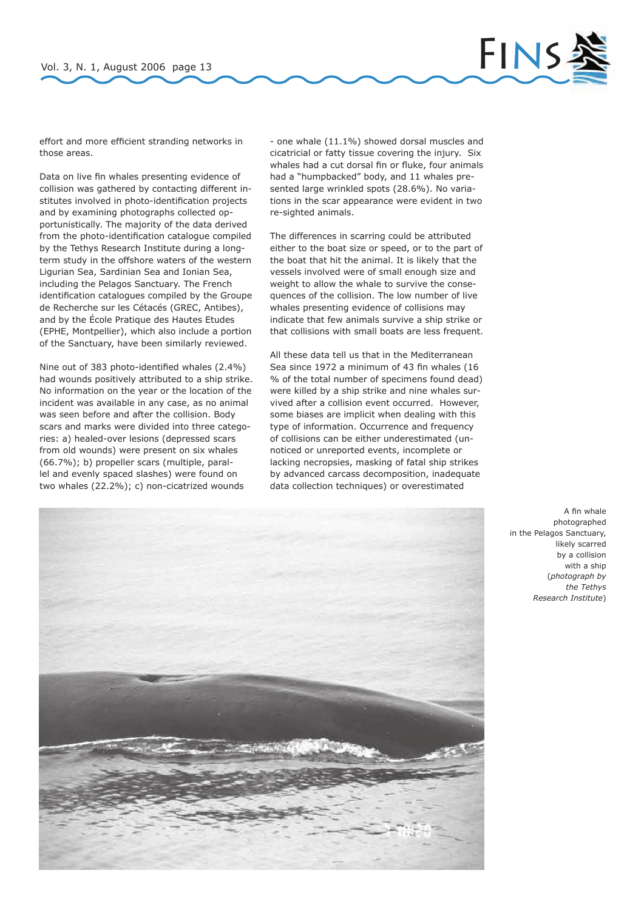effort and more efficient stranding networks in those areas.

Data on live fin whales presenting evidence of collision was gathered by contacting different institutes involved in photo-identification projects and by examining photographs collected opportunistically. The majority of the data derived from the photo-identification catalogue compiled by the Tethys Research Institute during a long-term study in the offshore waters of the western Ligurian Sea, Sardinian Sea and Ionian Sea, including the Pelagos Sanctuary. The French identification catalogues compiled by the Groupe de Recherche sur les Cétacés (GREC, Antibes), and by the École Pratique des Hautes Etudes (EPHE, Montpellier), which also include a portion of the Sanctuary, have been similarly reviewed.

Nine out of 383 photo-identified whales (2.4%) had wounds positively attributed to a ship strike. No information on the year or the location of the incident was available in any case, as no animal was seen before and after the collision. Body scars and marks were divided into three categories: a) healed-over lesions (depressed scars from old wounds) were present on six whales (66.7%); b) propeller scars (multiple, parallel and evenly spaced slashes) were found on two whales (22.2%); c) non-cicatrized wounds - one whale (11.1%) showed dorsal muscles and cicatricial or fatty tissue covering the injury. Six whales had a cut dorsal fin or fluke, four animals had a "humpbacked" body, and 11 whales presented large wrinkled spots (28.6%). No variations in the scar appearance were evident in two re-sighted animals.

The differences in scarring could be attributed either to the boat size or speed, or to the part of the boat that hit the animal. It is likely that the vessels involved were of small enough size and weight to allow the whale to survive the consequences of the collision. The low number of live whales presenting evidence of collisions may indicate that few animals survive a ship strike or that collisions with small boats are less frequent.

All these data tell us that in the Mediterranean Sea since 1972 a minimum of 43 fin whales (16 % of the total number of specimens found dead) were killed by a ship strike and nine whales survived after a collision event occurred. However, some biases are implicit when dealing with this type of information. Occurrence and frequency of collisions can be either underestimated (unnoticed or unreported events, incomplete or lacking necropsies, masking of fatal ship strikes by advanced carcass decomposition, inadequate data collection techniques) or overestimated

A fin whale photographed in the Pelagos Sanctuary, likely scarred by a collision with a ship (*photograph by the Tethys Research Institute*)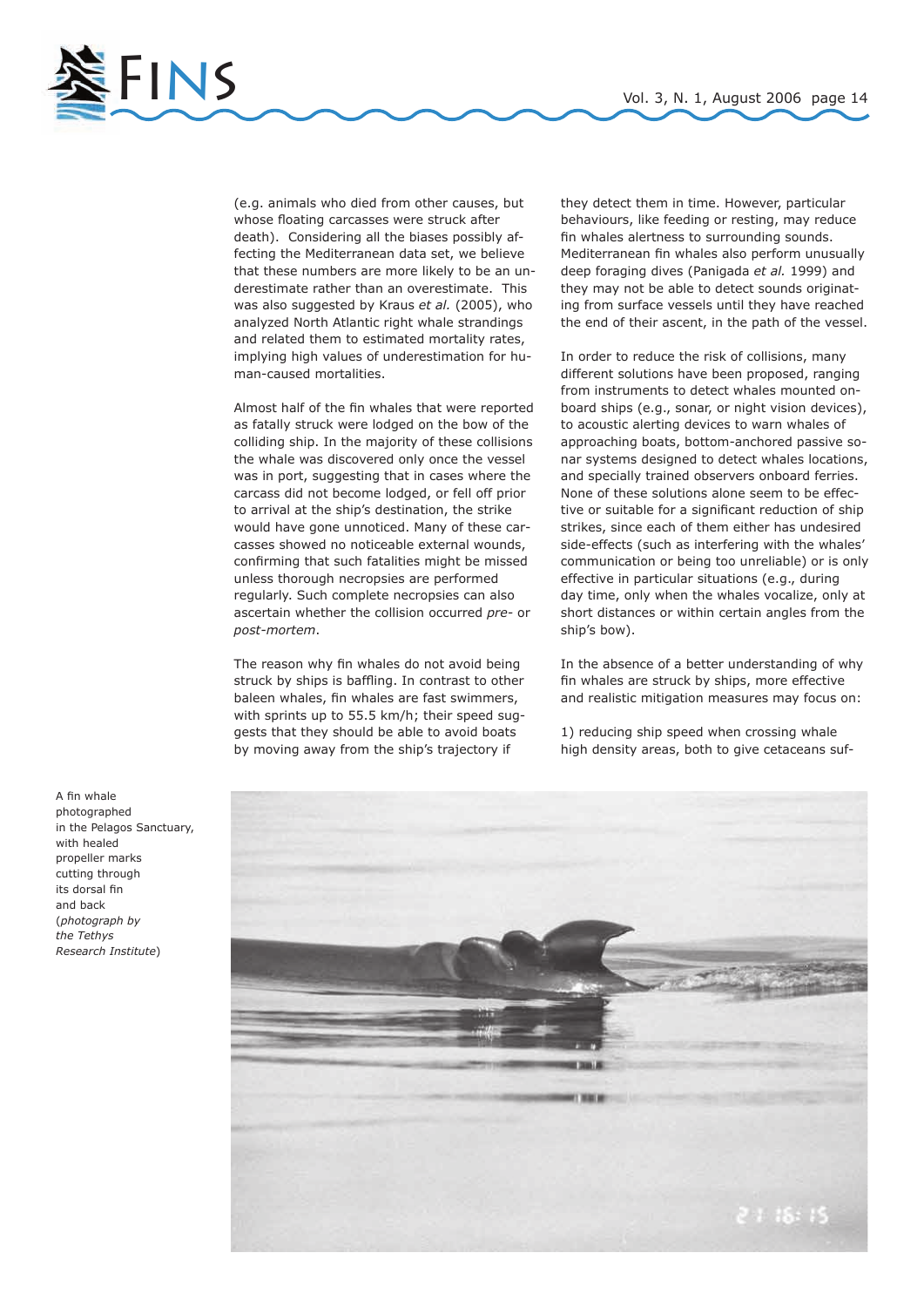(e.g. animals who died from other causes, but whose floating carcasses were struck after death). Considering all the biases possibly affecting the Mediterranean data set, we believe that these numbers are more likely to be an underestimate rather than an overestimate. This was also suggested by Kraus *et al.* (2005), who analyzed North Atlantic right whale strandings and related them to estimated mortality rates, implying high values of underestimation for human-caused mortalities.

Almost half of the fin whales that were reported as fatally struck were lodged on the bow of the colliding ship. In the majority of these collisions the whale was discovered only once the vessel was in port, suggesting that in cases where the carcass did not become lodged, or fell off prior to arrival at the ship's destination, the strike would have gone unnoticed. Many of these carcasses showed no noticeable external wounds, confirming that such fatalities might be missed unless thorough necropsies are performed regularly. Such complete necropsies can also ascertain whether the collision occurred *pre-* or *post-mortem*.

The reason why fin whales do not avoid being struck by ships is baffling. In contrast to other baleen whales, fin whales are fast swimmers, with sprints up to 55.5 km/h; their speed suggests that they should be able to avoid boats by moving away from the ship's trajectory if they detect them in time. However, particular behaviours, like feeding or resting, may reduce fin whales alertness to surrounding sounds. Mediterranean fin whales also perform unusually deep foraging dives (Panigada *et al.* 1999) and they may not be able to detect sounds originating from surface vessels until they have reached the end of their ascent, in the path of the vessel.

In order to reduce the risk of collisions, many different solutions have been proposed, ranging from instruments to detect whales mounted onboard ships (e.g., sonar, or night vision devices), to acoustic alerting devices to warn whales of approaching boats, bottom-anchored passive sonar systems designed to detect whales locations, and specially trained observers onboard ferries. None of these solutions alone seem to be effective or suitable for a significant reduction of ship strikes, since each of them either has undesired side-effects (such as interfering with the whales' communication or being too unreliable) or is only effective in particular situations (e.g., during day time, only when the whales vocalize, only at short distances or within certain angles from the ship's bow).

In the absence of a better understanding of why fin whales are struck by ships, more effective and realistic mitigation measures may focus on:

1) reducing ship speed when crossing whale high density areas, both to give cetaceans suf-

A fin whale photographed in the Pelagos Sanctuary, with healed propeller marks cutting through its dorsal fin and back (*photograph by the Tethys Research Institute*)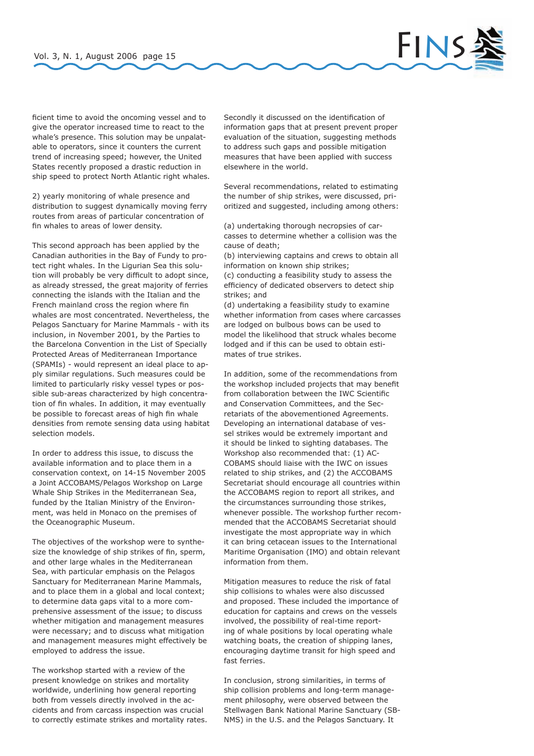ficient time to avoid the oncoming vessel and to give the operator increased time to react to the whale's presence. This solution may be unpalatable to operators, since it counters the current trend of increasing speed; however, the United States recently proposed a drastic reduction in ship speed to protect North Atlantic right whales.

2) yearly monitoring of whale presence and distribution to suggest dynamically moving ferry routes from areas of particular concentration of fin whales to areas of lower density.

This second approach has been applied by the Canadian authorities in the Bay of Fundy to protect right whales. In the Ligurian Sea this solution will probably be very difficult to adopt since, as already stressed, the great majority of ferries connecting the islands with the Italian and the French mainland cross the region where fin whales are most concentrated. Nevertheless, the Pelagos Sanctuary for Marine Mammals - with its inclusion, in November 2001, by the Parties to the Barcelona Convention in the List of Specially Protected Areas of Mediterranean Importance (SPAMIs) - would represent an ideal place to apply similar regulations. Such measures could be limited to particularly risky vessel types or possible sub-areas characterized by high concentration of fin whales. In addition, it may eventually be possible to forecast areas of high fin whale densities from remote sensing data using habitat selection models.

In order to address this issue, to discuss the available information and to place them in a conservation context, on 14-15 November 2005 a Joint ACCOBAMS/Pelagos Workshop on Large Whale Ship Strikes in the Mediterranean Sea, funded by the Italian Ministry of the Environment, was held in Monaco on the premises of the Oceanographic Museum.

The objectives of the workshop were to synthesize the knowledge of ship strikes of fin, sperm, and other large whales in the Mediterranean Sea, with particular emphasis on the Pelagos Sanctuary for Mediterranean Marine Mammals, and to place them in a global and local context; to determine data gaps vital to a more comprehensive assessment of the issue; to discuss whether mitigation and management measures were necessary; and to discuss what mitigation and management measures might effectively be employed to address the issue.

The workshop started with a review of the present knowledge on strikes and mortality worldwide, underlining how general reporting both from vessels directly involved in the accidents and from carcass inspection was crucial to correctly estimate strikes and mortality rates. Secondly it discussed on the identification of information gaps that at present prevent proper evaluation of the situation, suggesting methods to address such gaps and possible mitigation measures that have been applied with success elsewhere in the world.

Several recommendations, related to estimating the number of ship strikes, were discussed, prioritized and suggested, including among others:

(a) undertaking thorough necropsies of carcasses to determine whether a collision was the cause of death;
(b) interviewing captains and crews to obtain all information on known ship strikes;
(c) conducting a feasibility study to assess the efficiency of dedicated observers to detect ship strikes; and
(d) undertaking a feasibility study to examine whether information from cases where carcasses are lodged on bulbous bows can be used to model the likelihood that struck whales become lodged and if this can be used to obtain estimates of true strikes.

In addition, some of the recommendations from the workshop included projects that may benefit from collaboration between the IWC Scientific and Conservation Committees, and the Secretariats of the abovementioned Agreements. Developing an international database of vessel strikes would be extremely important and it should be linked to sighting databases. The Workshop also recommended that: (1) ACCOBAMS should liaise with the IWC on issues related to ship strikes, and (2) the ACCOBAMS Secretariat should encourage all countries within the ACCOBAMS region to report all strikes, and the circumstances surrounding those strikes, whenever possible. The workshop further recommended that the ACCOBAMS Secretariat should investigate the most appropriate way in which it can bring cetacean issues to the International Maritime Organisation (IMO) and obtain relevant information from them.

Mitigation measures to reduce the risk of fatal ship collisions to whales were also discussed and proposed. These included the importance of education for captains and crews on the vessels involved, the possibility of real-time reporting of whale positions by local operating whale watching boats, the creation of shipping lanes, encouraging daytime transit for high speed and fast ferries.

In conclusion, strong similarities, in terms of ship collision problems and long-term management philosophy, were observed between the Stellwagen Bank National Marine Sanctuary (SBNMS) in the U.S. and the Pelagos Sanctuary. It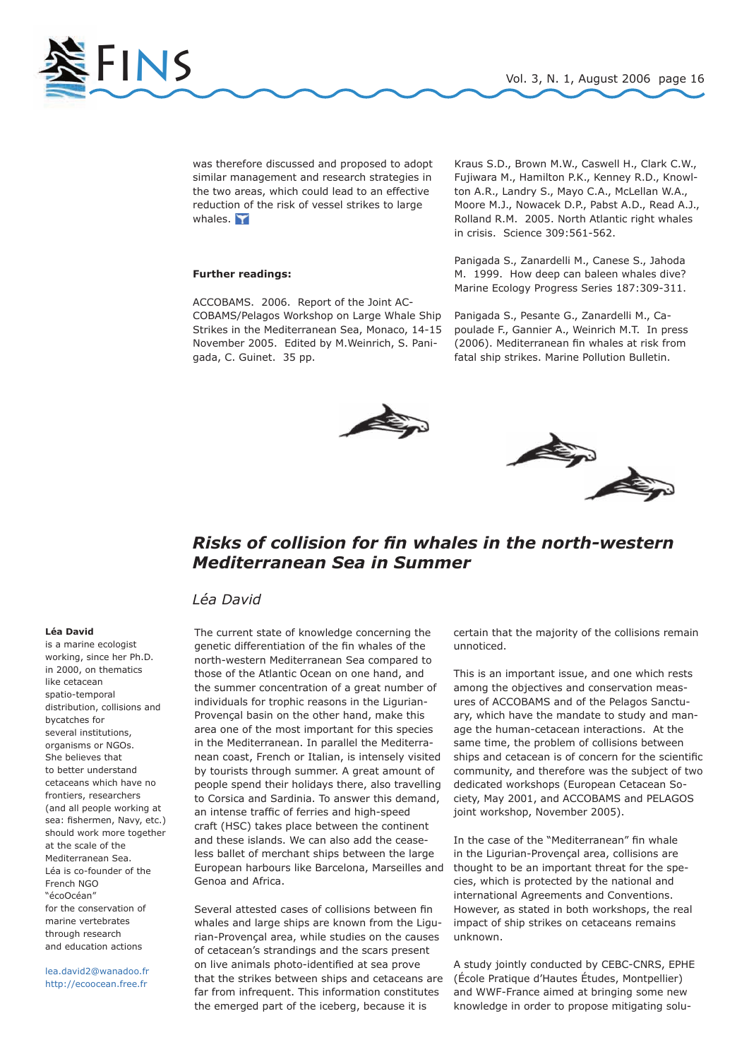was therefore discussed and proposed to adopt similar management and research strategies in the two areas, which could lead to an effective reduction of the risk of vessel strikes to large whales.

**Further readings:**

ACCOBAMS. 2006. Report of the Joint ACCOBAMS/Pelagos Workshop on Large Whale Ship Strikes in the Mediterranean Sea, Monaco, 14-15 November 2005. Edited by M.Weinrich, S. Panigada, C. Guinet. 35 pp.

Kraus S.D., Brown M.W., Caswell H., Clark C.W., Fujiwara M., Hamilton P.K., Kenney R.D., Knowlton A.R., Landry S., Mayo C.A., McLellan W.A., Moore M.J., Nowacek D.P., Pabst A.D., Read A.J., Rolland R.M. 2005. North Atlantic right whales in crisis. Science 309:561-562.

Panigada S., Zanardelli M., Canese S., Jahoda M. 1999. How deep can baleen whales dive? Marine Ecology Progress Series 187:309-311.

Panigada S., Pesante G., Zanardelli M., Capoulade F., Gannier A., Weinrich M.T. In press (2006). Mediterranean fin whales at risk from fatal ship strikes. Marine Pollution Bulletin.

## *Risks of collision for fin whales in the north-western Mediterranean Sea in Summer*

*Léa David*

**Léa David** is a marine ecologist working, since her Ph.D. in 2000, on thematics like cetacean spatio-temporal distribution, collisions and bycatches for several institutions, organisms or NGOs. She believes that to better understand cetaceans which have no frontiers, researchers (and all people working at sea: fishermen, Navy, etc.) should work more together at the scale of the Mediterranean Sea. Léa is co-founder of the French NGO "écoOcéan" for the conservation of marine vertebrates through research and education actions

lea.david2@wanadoo.fr
http://ecoocean.free.fr

The current state of knowledge concerning the genetic differentiation of the fin whales of the north-western Mediterranean Sea compared to those of the Atlantic Ocean on one hand, and the summer concentration of a great number of individuals for trophic reasons in the Ligurian-Provençal basin on the other hand, make this area one of the most important for this species in the Mediterranean. In parallel the Mediterranean coast, French or Italian, is intensely visited by tourists through summer. A great amount of people spend their holidays there, also travelling to Corsica and Sardinia. To answer this demand, an intense traffic of ferries and high-speed craft (HSC) takes place between the continent and these islands. We can also add the ceaseless ballet of merchant ships between the large European harbours like Barcelona, Marseilles and Genoa and Africa.

Several attested cases of collisions between fin whales and large ships are known from the Ligurian-Provençal area, while studies on the causes of cetacean's strandings and the scars present on live animals photo-identified at sea prove that the strikes between ships and cetaceans are far from infrequent. This information constitutes the emerged part of the iceberg, because it is certain that the majority of the collisions remain unnoticed.

This is an important issue, and one which rests among the objectives and conservation measures of ACCOBAMS and of the Pelagos Sanctuary, which have the mandate to study and manage the human-cetacean interactions. At the same time, the problem of collisions between ships and cetacean is of concern for the scientific community, and therefore was the subject of two dedicated workshops (European Cetacean Society, May 2001, and ACCOBAMS and PELAGOS joint workshop, November 2005).

In the case of the "Mediterranean" fin whale in the Ligurian-Provençal area, collisions are thought to be an important threat for the species, which is protected by the national and international Agreements and Conventions. However, as stated in both workshops, the real impact of ship strikes on cetaceans remains unknown.

A study jointly conducted by CEBC-CNRS, EPHE (École Pratique d'Hautes Études, Montpellier) and WWF-France aimed at bringing some new knowledge in order to propose mitigating solu-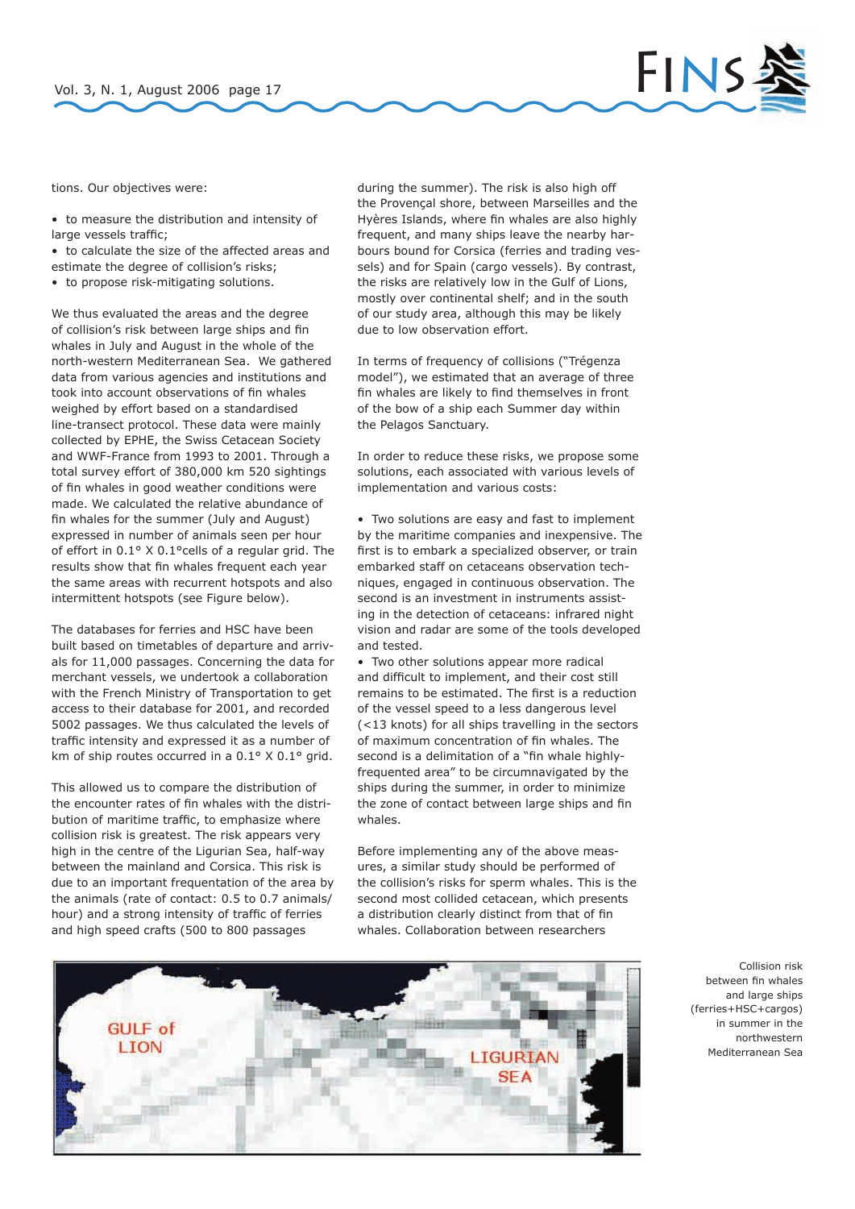tions. Our objectives were:

- to measure the distribution and intensity of large vessels traffic;
- to calculate the size of the affected areas and estimate the degree of collision's risks;
- to propose risk-mitigating solutions.

We thus evaluated the areas and the degree of collision's risk between large ships and fin whales in July and August in the whole of the north-western Mediterranean Sea. We gathered data from various agencies and institutions and took into account observations of fin whales weighed by effort based on a standardised line-transect protocol. These data were mainly collected by EPHE, the Swiss Cetacean Society and WWF-France from 1993 to 2001. Through a total survey effort of 380,000 km 520 sightings of fin whales in good weather conditions were made. We calculated the relative abundance of fin whales for the summer (July and August) expressed in number of animals seen per hour of effort in 0.1° X 0.1°cells of a regular grid. The results show that fin whales frequent each year the same areas with recurrent hotspots and also intermittent hotspots (see Figure below).

The databases for ferries and HSC have been built based on timetables of departure and arrivals for 11,000 passages. Concerning the data for merchant vessels, we undertook a collaboration with the French Ministry of Transportation to get access to their database for 2001, and recorded 5002 passages. We thus calculated the levels of traffic intensity and expressed it as a number of km of ship routes occurred in a 0.1° X 0.1° grid.

This allowed us to compare the distribution of the encounter rates of fin whales with the distribution of maritime traffic, to emphasize where collision risk is greatest. The risk appears very high in the centre of the Ligurian Sea, half-way between the mainland and Corsica. This risk is due to an important frequentation of the area by the animals (rate of contact: 0.5 to 0.7 animals/hour) and a strong intensity of traffic of ferries and high speed crafts (500 to 800 passages during the summer). The risk is also high off the Provençal shore, between Marseilles and the Hyères Islands, where fin whales are also highly frequent, and many ships leave the nearby harbours bound for Corsica (ferries and trading vessels) and for Spain (cargo vessels). By contrast, the risks are relatively low in the Gulf of Lions, mostly over continental shelf; and in the south of our study area, although this may be likely due to low observation effort.

In terms of frequency of collisions ("Trégenza model"), we estimated that an average of three fin whales are likely to find themselves in front of the bow of a ship each Summer day within the Pelagos Sanctuary.

In order to reduce these risks, we propose some solutions, each associated with various levels of implementation and various costs:

- Two solutions are easy and fast to implement by the maritime companies and inexpensive. The first is to embark a specialized observer, or train embarked staff on cetaceans observation techniques, engaged in continuous observation. The second is an investment in instruments assisting in the detection of cetaceans: infrared night vision and radar are some of the tools developed and tested.
- Two other solutions appear more radical and difficult to implement, and their cost still remains to be estimated. The first is a reduction of the vessel speed to a less dangerous level (<13 knots) for all ships travelling in the sectors of maximum concentration of fin whales. The second is a delimitation of a "fin whale highly-frequented area" to be circumnavigated by the ships during the summer, in order to minimize the zone of contact between large ships and fin whales.

Before implementing any of the above measures, a similar study should be performed of the collision's risks for sperm whales. This is the second most collided cetacean, which presents a distribution clearly distinct from that of fin whales. Collaboration between researchers

Collision risk between fin whales and large ships (ferries+HSC+cargos) in summer in the northwestern Mediterranean Sea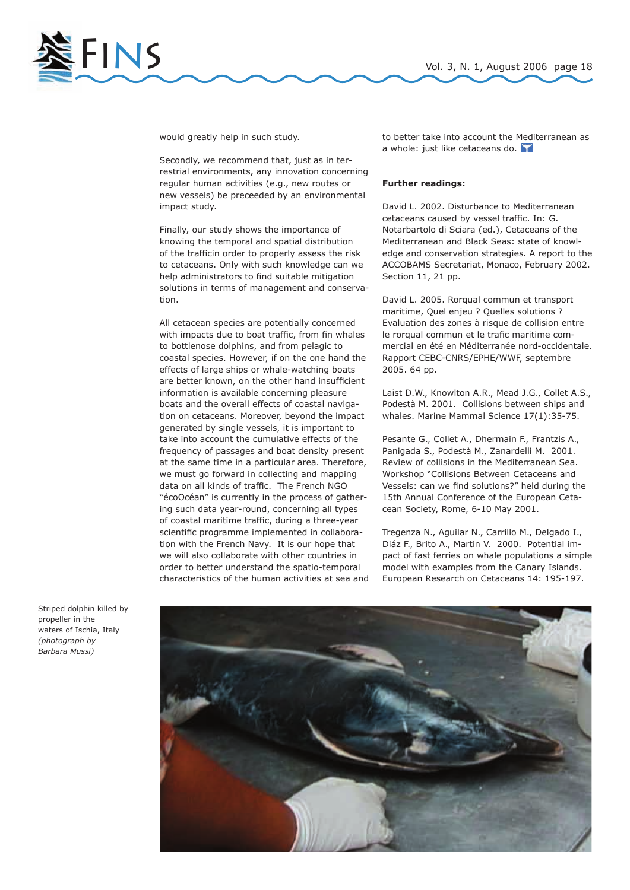would greatly help in such study.

Secondly, we recommend that, just as in terrestrial environments, any innovation concerning regular human activities (e.g., new routes or new vessels) be preceeded by an environmental impact study.

Finally, our study shows the importance of knowing the temporal and spatial distribution of the trafficin order to properly assess the risk to cetaceans. Only with such knowledge can we help administrators to find suitable mitigation solutions in terms of management and conservation.

All cetacean species are potentially concerned with impacts due to boat traffic, from fin whales to bottlenose dolphins, and from pelagic to coastal species. However, if on the one hand the effects of large ships or whale-watching boats are better known, on the other hand insufficient information is available concerning pleasure boats and the overall effects of coastal navigation on cetaceans. Moreover, beyond the impact generated by single vessels, it is important to take into account the cumulative effects of the frequency of passages and boat density present at the same time in a particular area. Therefore, we must go forward in collecting and mapping data on all kinds of traffic. The French NGO "écoOcéan" is currently in the process of gathering such data year-round, concerning all types of coastal maritime traffic, during a three-year scientific programme implemented in collaboration with the French Navy. It is our hope that we will also collaborate with other countries in order to better understand the spatio-temporal characteristics of the human activities at sea and to better take into account the Mediterranean as a whole: just like cetaceans do.

**Further readings:**

David L. 2002. Disturbance to Mediterranean cetaceans caused by vessel traffic. In: G. Notarbartolo di Sciara (ed.), Cetaceans of the Mediterranean and Black Seas: state of knowledge and conservation strategies. A report to the ACCOBAMS Secretariat, Monaco, February 2002. Section 11, 21 pp.

David L. 2005. Rorqual commun et transport maritime, Quel enjeu ? Quelles solutions ? Evaluation des zones à risque de collision entre le rorqual commun et le trafic maritime commercial en été en Méditerranée nord-occidentale. Rapport CEBC-CNRS/EPHE/WWF, septembre 2005. 64 pp.

Laist D.W., Knowlton A.R., Mead J.G., Collet A.S., Podestà M. 2001. Collisions between ships and whales. Marine Mammal Science 17(1):35-75.

Pesante G., Collet A., Dhermain F., Frantzis A., Panigada S., Podestà M., Zanardelli M. 2001. Review of collisions in the Mediterranean Sea. Workshop "Collisions Between Cetaceans and Vessels: can we find solutions?" held during the 15th Annual Conference of the European Cetacean Society, Rome, 6-10 May 2001.

Tregenza N., Aguilar N., Carrillo M., Delgado I., Diáz F., Brito A., Martin V. 2000. Potential impact of fast ferries on whale populations a simple model with examples from the Canary Islands. European Research on Cetaceans 14: 195-197.

Striped dolphin killed by propeller in the waters of Ischia, Italy *(photograph by Barbara Mussi)*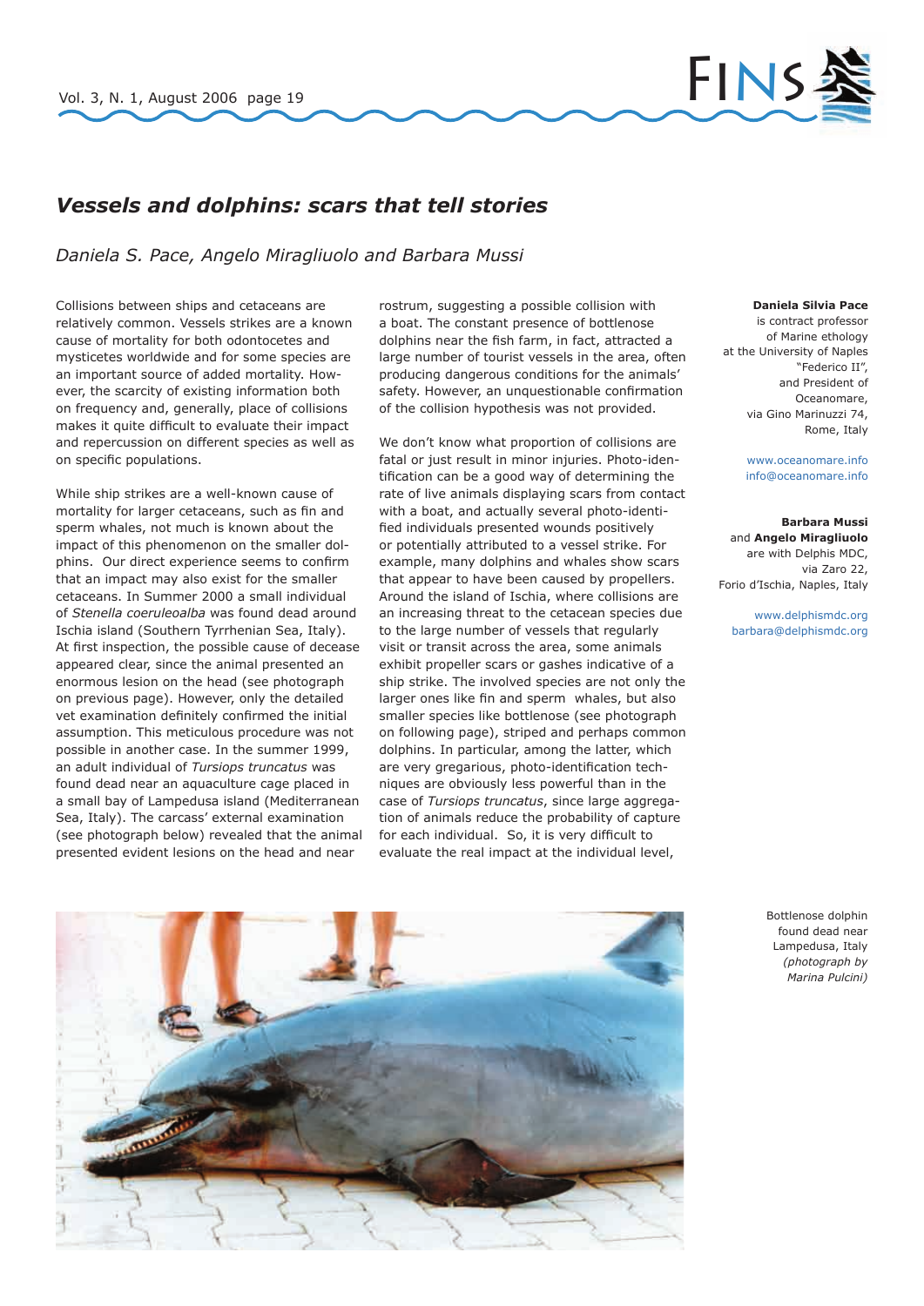# *Vessels and dolphins: scars that tell stories*

*Daniela S. Pace, Angelo Miragliuolo and Barbara Mussi*

Collisions between ships and cetaceans are relatively common. Vessels strikes are a known cause of mortality for both odontocetes and mysticetes worldwide and for some species are an important source of added mortality. However, the scarcity of existing information both on frequency and, generally, place of collisions makes it quite difficult to evaluate their impact and repercussion on different species as well as on specific populations.

While ship strikes are a well-known cause of mortality for larger cetaceans, such as fin and sperm whales, not much is known about the impact of this phenomenon on the smaller dolphins. Our direct experience seems to confirm that an impact may also exist for the smaller cetaceans. In Summer 2000 a small individual of *Stenella coeruleoalba* was found dead around Ischia island (Southern Tyrrhenian Sea, Italy). At first inspection, the possible cause of decease appeared clear, since the animal presented an enormous lesion on the head (see photograph on previous page). However, only the detailed vet examination definitely confirmed the initial assumption. This meticulous procedure was not possible in another case. In the summer 1999, an adult individual of *Tursiops truncatus* was found dead near an aquaculture cage placed in a small bay of Lampedusa island (Mediterranean Sea, Italy). The carcass' external examination (see photograph below) revealed that the animal presented evident lesions on the head and near rostrum, suggesting a possible collision with a boat. The constant presence of bottlenose dolphins near the fish farm, in fact, attracted a large number of tourist vessels in the area, often producing dangerous conditions for the animals' safety. However, an unquestionable confirmation of the collision hypothesis was not provided.

We don't know what proportion of collisions are fatal or just result in minor injuries. Photo-identification can be a good way of determining the rate of live animals displaying scars from contact with a boat, and actually several photo-identified individuals presented wounds positively or potentially attributed to a vessel strike. For example, many dolphins and whales show scars that appear to have been caused by propellers. Around the island of Ischia, where collisions are an increasing threat to the cetacean species due to the large number of vessels that regularly visit or transit across the area, some animals exhibit propeller scars or gashes indicative of a ship strike. The involved species are not only the larger ones like fin and sperm whales, but also smaller species like bottlenose (see photograph on following page), striped and perhaps common dolphins. In particular, among the latter, which are very gregarious, photo-identification techniques are obviously less powerful than in the case of *Tursiops truncatus*, since large aggregation of animals reduce the probability of capture for each individual. So, it is very difficult to evaluate the real impact at the individual level,

**Daniela Silvia Pace** is contract professor of Marine ethology at the University of Naples "Federico II", and President of Oceanomare, via Gino Marinuzzi 74, Rome, Italy

www.oceanomare.info
info@oceanomare.info

**Barbara Mussi** and **Angelo Miragliuolo** are with Delphis MDC, via Zaro 22, Forio d'Ischia, Naples, Italy

www.delphismdc.org
barbara@delphismdc.org

Bottlenose dolphin found dead near Lampedusa, Italy *(photograph by Marina Pulcini)*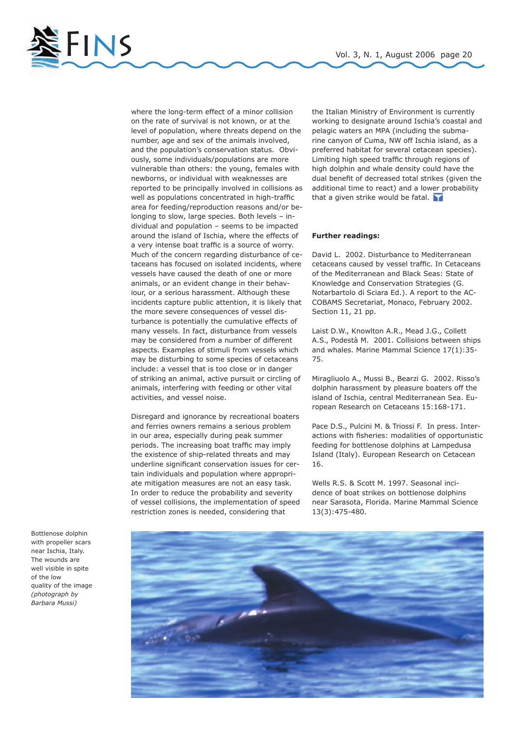where the long-term effect of a minor collision on the rate of survival is not known, or at the level of population, where threats depend on the number, age and sex of the animals involved, and the population's conservation status. Obviously, some individuals/populations are more vulnerable than others: the young, females with newborns, or individual with weaknesses are reported to be principally involved in collisions as well as populations concentrated in high-traffic area for feeding/reproduction reasons and/or belonging to slow, large species. Both levels – individual and population – seems to be impacted around the island of Ischia, where the effects of a very intense boat traffic is a source of worry. Much of the concern regarding disturbance of cetaceans has focused on isolated incidents, where vessels have caused the death of one or more animals, or an evident change in their behaviour, or a serious harassment. Although these incidents capture public attention, it is likely that the more severe consequences of vessel disturbance is potentially the cumulative effects of many vessels. In fact, disturbance from vessels may be considered from a number of different aspects. Examples of stimuli from vessels which may be disturbing to some species of cetaceans include: a vessel that is too close or in danger of striking an animal, active pursuit or circling of animals, interfering with feeding or other vital activities, and vessel noise.

Disregard and ignorance by recreational boaters and ferries owners remains a serious problem in our area, especially during peak summer periods. The increasing boat traffic may imply the existence of ship-related threats and may underline significant conservation issues for certain individuals and population where appropriate mitigation measures are not an easy task. In order to reduce the probability and severity of vessel collisions, the implementation of speed restriction zones is needed, considering that the Italian Ministry of Environment is currently working to designate around Ischia's coastal and pelagic waters an MPA (including the submarine canyon of Cuma, NW off Ischia island, as a preferred habitat for several cetacean species). Limiting high speed traffic through regions of high dolphin and whale density could have the dual benefit of decreased total strikes (given the additional time to react) and a lower probability that a given strike would be fatal.

**Further readings:**

David L. 2002. Disturbance to Mediterranean cetaceans caused by vessel traffic. In Cetaceans of the Mediterranean and Black Seas: State of Knowledge and Conservation Strategies (G. Notarbartolo di Sciara Ed.). A report to the ACCOBAMS Secretariat, Monaco, February 2002. Section 11, 21 pp.

Laist D.W., Knowlton A.R., Mead J.G., Collett A.S., Podestà M. 2001. Collisions between ships and whales. Marine Mammal Science 17(1):35-75.

Miragliuolo A., Mussi B., Bearzi G. 2002. Risso's dolphin harassment by pleasure boaters off the island of Ischia, central Mediterranean Sea. European Research on Cetaceans 15:168-171.

Pace D.S., Pulcini M. & Triossi F. In press. Interactions with fisheries: modalities of opportunistic feeding for bottlenose dolphins at Lampedusa Island (Italy). European Research on Cetacean 16.

Wells R.S. & Scott M. 1997. Seasonal incidence of boat strikes on bottlenose dolphins near Sarasota, Florida. Marine Mammal Science 13(3):475-480.

Bottlenose dolphin with propeller scars near Ischia, Italy. The wounds are well visible in spite of the low quality of the image *(photograph by Barbara Mussi)*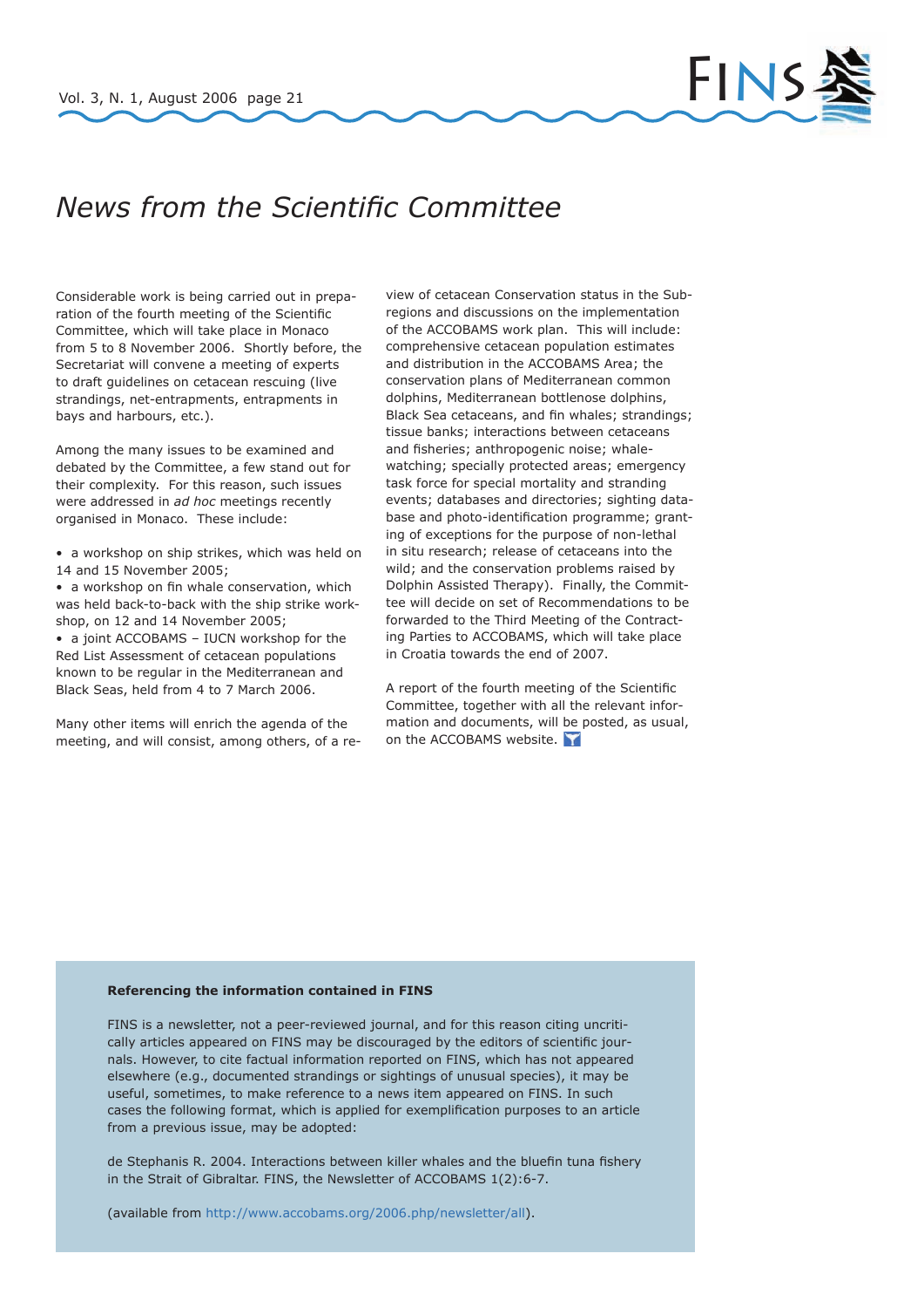# *News from the Scientific Committee*

Considerable work is being carried out in preparation of the fourth meeting of the Scientific Committee, which will take place in Monaco from 5 to 8 November 2006. Shortly before, the Secretariat will convene a meeting of experts to draft guidelines on cetacean rescuing (live strandings, net-entrapments, entrapments in bays and harbours, etc.).

Among the many issues to be examined and debated by the Committee, a few stand out for their complexity. For this reason, such issues were addressed in *ad hoc* meetings recently organised in Monaco. These include:

- a workshop on ship strikes, which was held on 14 and 15 November 2005;
- a workshop on fin whale conservation, which was held back-to-back with the ship strike workshop, on 12 and 14 November 2005;
- a joint ACCOBAMS – IUCN workshop for the Red List Assessment of cetacean populations known to be regular in the Mediterranean and Black Seas, held from 4 to 7 March 2006.

Many other items will enrich the agenda of the meeting, and will consist, among others, of a review of cetacean Conservation status in the Subregions and discussions on the implementation of the ACCOBAMS work plan. This will include: comprehensive cetacean population estimates and distribution in the ACCOBAMS Area; the conservation plans of Mediterranean common dolphins, Mediterranean bottlenose dolphins, Black Sea cetaceans, and fin whales; strandings; tissue banks; interactions between cetaceans and fisheries; anthropogenic noise; whale-watching; specially protected areas; emergency task force for special mortality and stranding events; databases and directories; sighting database and photo-identification programme; granting of exceptions for the purpose of non-lethal in situ research; release of cetaceans into the wild; and the conservation problems raised by Dolphin Assisted Therapy). Finally, the Committee will decide on set of Recommendations to be forwarded to the Third Meeting of the Contracting Parties to ACCOBAMS, which will take place in Croatia towards the end of 2007.

A report of the fourth meeting of the Scientific Committee, together with all the relevant information and documents, will be posted, as usual, on the ACCOBAMS website.

**Referencing the information contained in FINS**

FINS is a newsletter, not a peer-reviewed journal, and for this reason citing uncritically articles appeared on FINS may be discouraged by the editors of scientific journals. However, to cite factual information reported on FINS, which has not appeared elsewhere (e.g., documented strandings or sightings of unusual species), it may be useful, sometimes, to make reference to a news item appeared on FINS. In such cases the following format, which is applied for exemplification purposes to an article from a previous issue, may be adopted:

de Stephanis R. 2004. Interactions between killer whales and the bluefin tuna fishery in the Strait of Gibraltar. FINS, the Newsletter of ACCOBAMS 1(2):6-7.

(available from http://www.accobams.org/2006.php/newsletter/all).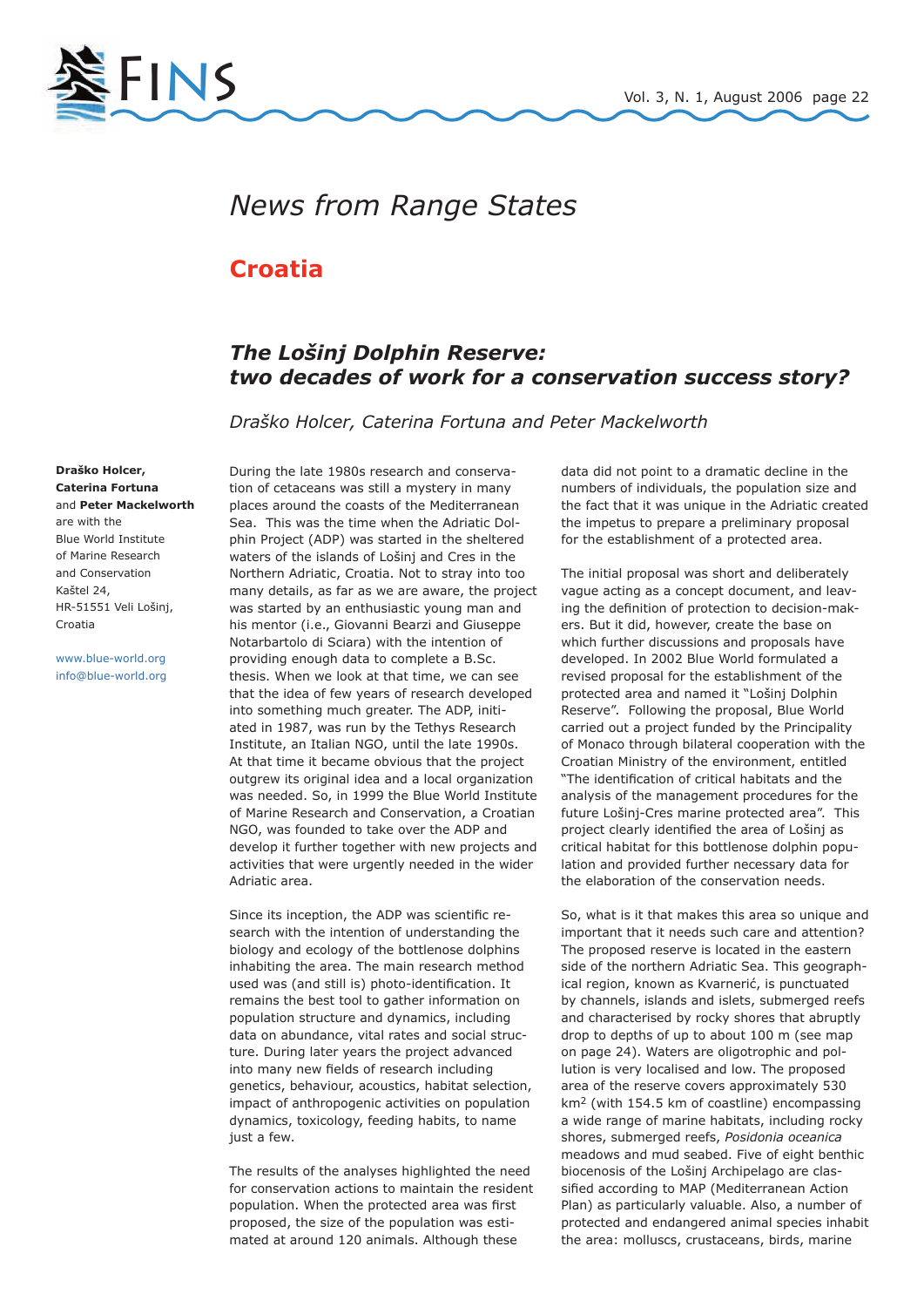# News from Range States

## Croatia

### *The Lošinj Dolphin Reserve: two decades of work for a conservation success story?*

*Draško Holcer, Caterina Fortuna and Peter Mackelworth*

**Draško Holcer, Caterina Fortuna** and **Peter Mackelworth** are with the Blue World Institute of Marine Research and Conservation Kaštel 24, HR-51551 Veli Lošinj, Croatia

www.blue-world.org
info@blue-world.org

During the late 1980s research and conservation of cetaceans was still a mystery in many places around the coasts of the Mediterranean Sea. This was the time when the Adriatic Dolphin Project (ADP) was started in the sheltered waters of the islands of Lošinj and Cres in the Northern Adriatic, Croatia. Not to stray into too many details, as far as we are aware, the project was started by an enthusiastic young man and his mentor (i.e., Giovanni Bearzi and Giuseppe Notarbartolo di Sciara) with the intention of providing enough data to complete a B.Sc. thesis. When we look at that time, we can see that the idea of few years of research developed into something much greater. The ADP, initiated in 1987, was run by the Tethys Research Institute, an Italian NGO, until the late 1990s. At that time it became obvious that the project outgrew its original idea and a local organization was needed. So, in 1999 the Blue World Institute of Marine Research and Conservation, a Croatian NGO, was founded to take over the ADP and develop it further together with new projects and activities that were urgently needed in the wider Adriatic area.

Since its inception, the ADP was scientific research with the intention of understanding the biology and ecology of the bottlenose dolphins inhabiting the area. The main research method used was (and still is) photo-identification. It remains the best tool to gather information on population structure and dynamics, including data on abundance, vital rates and social structure. During later years the project advanced into many new fields of research including genetics, behaviour, acoustics, habitat selection, impact of anthropogenic activities on population dynamics, toxicology, feeding habits, to name just a few.

The results of the analyses highlighted the need for conservation actions to maintain the resident population. When the protected area was first proposed, the size of the population was estimated at around 120 animals. Although these data did not point to a dramatic decline in the numbers of individuals, the population size and the fact that it was unique in the Adriatic created the impetus to prepare a preliminary proposal for the establishment of a protected area.

The initial proposal was short and deliberately vague acting as a concept document, and leaving the definition of protection to decision-makers. But it did, however, create the base on which further discussions and proposals have developed. In 2002 Blue World formulated a revised proposal for the establishment of the protected area and named it "Lošinj Dolphin Reserve". Following the proposal, Blue World carried out a project funded by the Principality of Monaco through bilateral cooperation with the Croatian Ministry of the environment, entitled "The identification of critical habitats and the analysis of the management procedures for the future Lošinj-Cres marine protected area". This project clearly identified the area of Lošinj as critical habitat for this bottlenose dolphin population and provided further necessary data for the elaboration of the conservation needs.

So, what is it that makes this area so unique and important that it needs such care and attention? The proposed reserve is located in the eastern side of the northern Adriatic Sea. This geographical region, known as Kvarnerić, is punctuated by channels, islands and islets, submerged reefs and characterised by rocky shores that abruptly drop to depths of up to about 100 m (see map on page 24). Waters are oligotrophic and pollution is very localised and low. The proposed area of the reserve covers approximately 530 km$^2$ (with 154.5 km of coastline) encompassing a wide range of marine habitats, including rocky shores, submerged reefs, *Posidonia oceanica* meadows and mud seabed. Five of eight benthic biocenosis of the Lošinj Archipelago are classified according to MAP (Mediterranean Action Plan) as particularly valuable. Also, a number of protected and endangered animal species inhabit the area: molluscs, crustaceans, birds, marine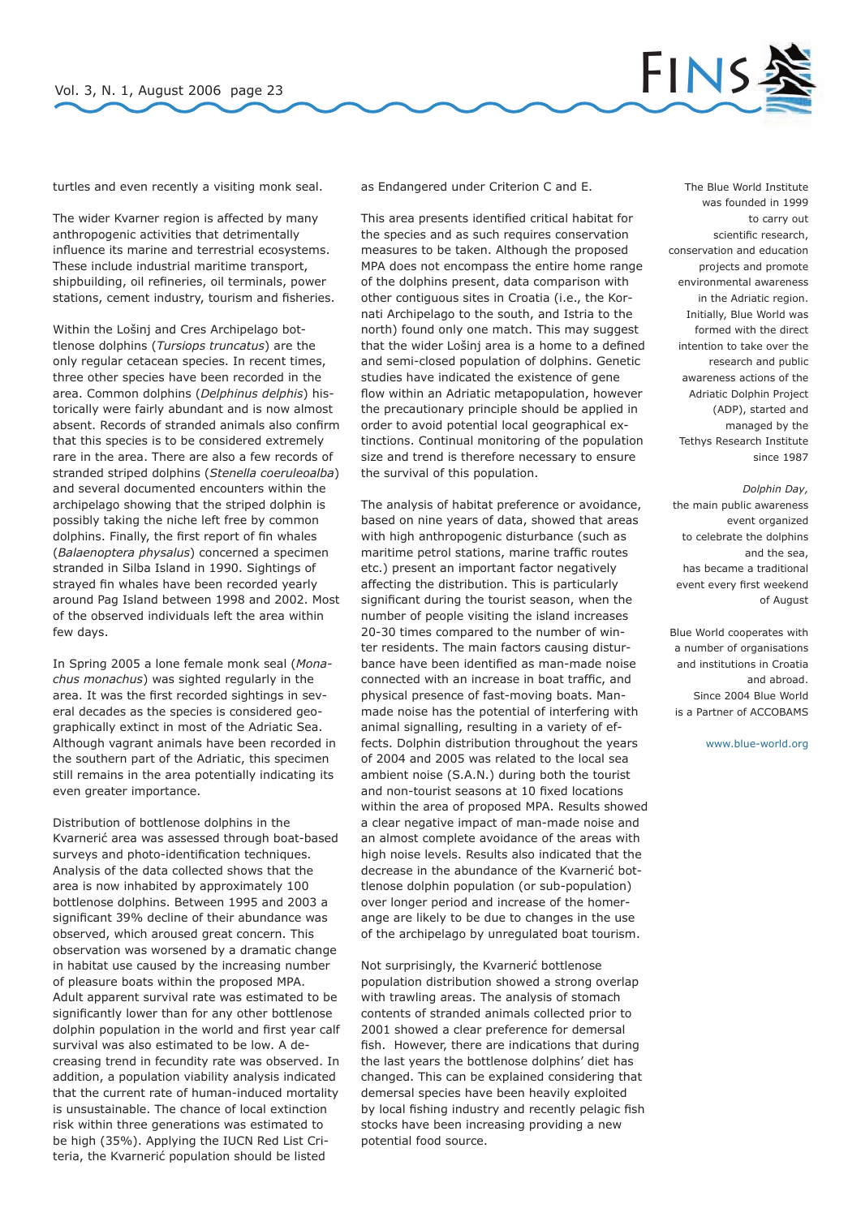turtles and even recently a visiting monk seal.

The wider Kvarner region is affected by many anthropogenic activities that detrimentally influence its marine and terrestrial ecosystems. These include industrial maritime transport, shipbuilding, oil refineries, oil terminals, power stations, cement industry, tourism and fisheries.

Within the Lošinj and Cres Archipelago bottlenose dolphins (*Tursiops truncatus*) are the only regular cetacean species. In recent times, three other species have been recorded in the area. Common dolphins (*Delphinus delphis*) historically were fairly abundant and is now almost absent. Records of stranded animals also confirm that this species is to be considered extremely rare in the area. There are also a few records of stranded striped dolphins (*Stenella coeruleoalba*) and several documented encounters within the archipelago showing that the striped dolphin is possibly taking the niche left free by common dolphins. Finally, the first report of fin whales (*Balaenoptera physalus*) concerned a specimen stranded in Silba Island in 1990. Sightings of strayed fin whales have been recorded yearly around Pag Island between 1998 and 2002. Most of the observed individuals left the area within few days.

In Spring 2005 a lone female monk seal (*Monachus monachus*) was sighted regularly in the area. It was the first recorded sightings in several decades as the species is considered geographically extinct in most of the Adriatic Sea. Although vagrant animals have been recorded in the southern part of the Adriatic, this specimen still remains in the area potentially indicating its even greater importance.

Distribution of bottlenose dolphins in the Kvarnerić area was assessed through boat-based surveys and photo-identification techniques. Analysis of the data collected shows that the area is now inhabited by approximately 100 bottlenose dolphins. Between 1995 and 2003 a significant 39% decline of their abundance was observed, which aroused great concern. This observation was worsened by a dramatic change in habitat use caused by the increasing number of pleasure boats within the proposed MPA. Adult apparent survival rate was estimated to be significantly lower than for any other bottlenose dolphin population in the world and first year calf survival was also estimated to be low. A decreasing trend in fecundity rate was observed. In addition, a population viability analysis indicated that the current rate of human-induced mortality is unsustainable. The chance of local extinction risk within three generations was estimated to be high (35%). Applying the IUCN Red List Criteria, the Kvarnerić population should be listed as Endangered under Criterion C and E.

This area presents identified critical habitat for the species and as such requires conservation measures to be taken. Although the proposed MPA does not encompass the entire home range of the dolphins present, data comparison with other contiguous sites in Croatia (i.e., the Kornati Archipelago to the south, and Istria to the north) found only one match. This may suggest that the wider Lošinj area is a home to a defined and semi-closed population of dolphins. Genetic studies have indicated the existence of gene flow within an Adriatic metapopulation, however the precautionary principle should be applied in order to avoid potential local geographical extinctions. Continual monitoring of the population size and trend is therefore necessary to ensure the survival of this population.

The analysis of habitat preference or avoidance, based on nine years of data, showed that areas with high anthropogenic disturbance (such as maritime petrol stations, marine traffic routes etc.) present an important factor negatively affecting the distribution. This is particularly significant during the tourist season, when the number of people visiting the island increases 20-30 times compared to the number of winter residents. The main factors causing disturbance have been identified as man-made noise connected with an increase in boat traffic, and physical presence of fast-moving boats. Man-made noise has the potential of interfering with animal signalling, resulting in a variety of effects. Dolphin distribution throughout the years of 2004 and 2005 was related to the local sea ambient noise (S.A.N.) during both the tourist and non-tourist seasons at 10 fixed locations within the area of proposed MPA. Results showed a clear negative impact of man-made noise and an almost complete avoidance of the areas with high noise levels. Results also indicated that the decrease in the abundance of the Kvarnerić bottlenose dolphin population (or sub-population) over longer period and increase of the homerange are likely to be due to changes in the use of the archipelago by unregulated boat tourism.

Not surprisingly, the Kvarnerić bottlenose population distribution showed a strong overlap with trawling areas. The analysis of stomach contents of stranded animals collected prior to 2001 showed a clear preference for demersal fish. However, there are indications that during the last years the bottlenose dolphins' diet has changed. This can be explained considering that demersal species have been heavily exploited by local fishing industry and recently pelagic fish stocks have been increasing providing a new potential food source.

The Blue World Institute was founded in 1999 to carry out scientific research, conservation and education projects and promote environmental awareness in the Adriatic region. Initially, Blue World was formed with the direct intention to take over the research and public awareness actions of the Adriatic Dolphin Project (ADP), started and managed by the Tethys Research Institute since 1987

*Dolphin Day*, the main public awareness event organized to celebrate the dolphins and the sea, has became a traditional event every first weekend of August

Blue World cooperates with a number of organisations and institutions in Croatia and abroad. Since 2004 Blue World is a Partner of ACCOBAMS

www.blue-world.org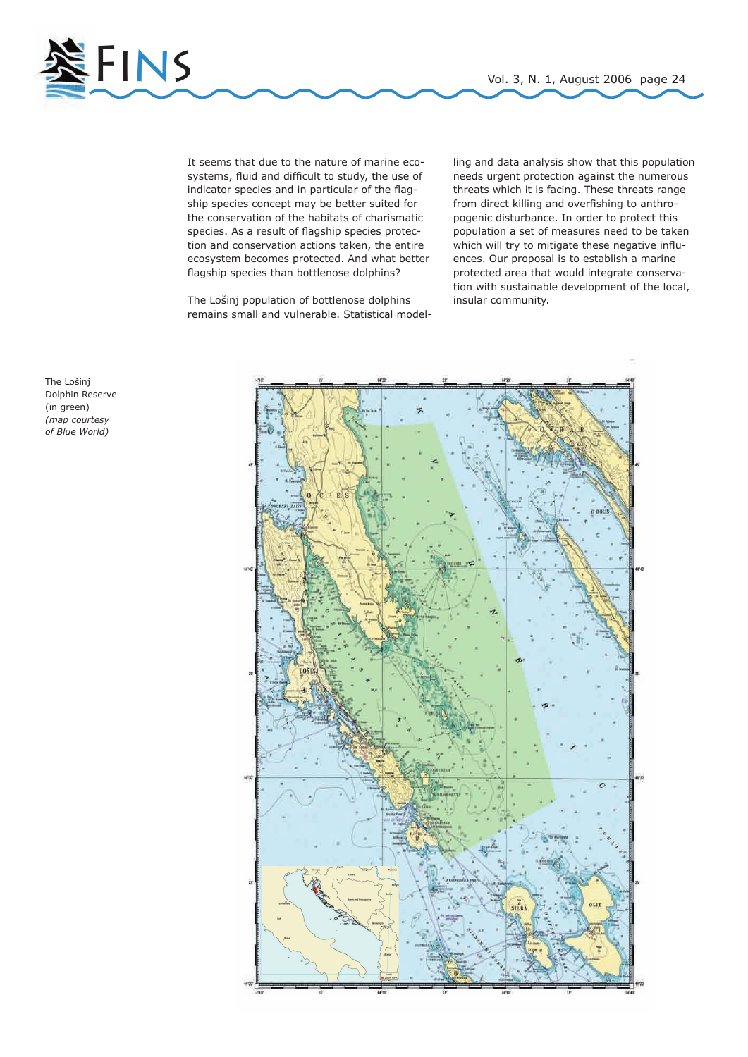It seems that due to the nature of marine ecosystems, fluid and difficult to study, the use of indicator species and in particular of the flagship species concept may be better suited for the conservation of the habitats of charismatic species. As a result of flagship species protection and conservation actions taken, the entire ecosystem becomes protected. And what better flagship species than bottlenose dolphins?

The Lošinj population of bottlenose dolphins remains small and vulnerable. Statistical modelling and data analysis show that this population needs urgent protection against the numerous threats which it is facing. These threats range from direct killing and overfishing to anthropogenic disturbance. In order to protect this population a set of measures need to be taken which will try to mitigate these negative influences. Our proposal is to establish a marine protected area that would integrate conservation with sustainable development of the local, insular community.

The Lošinj Dolphin Reserve (in green) *(map courtesy of Blue World)*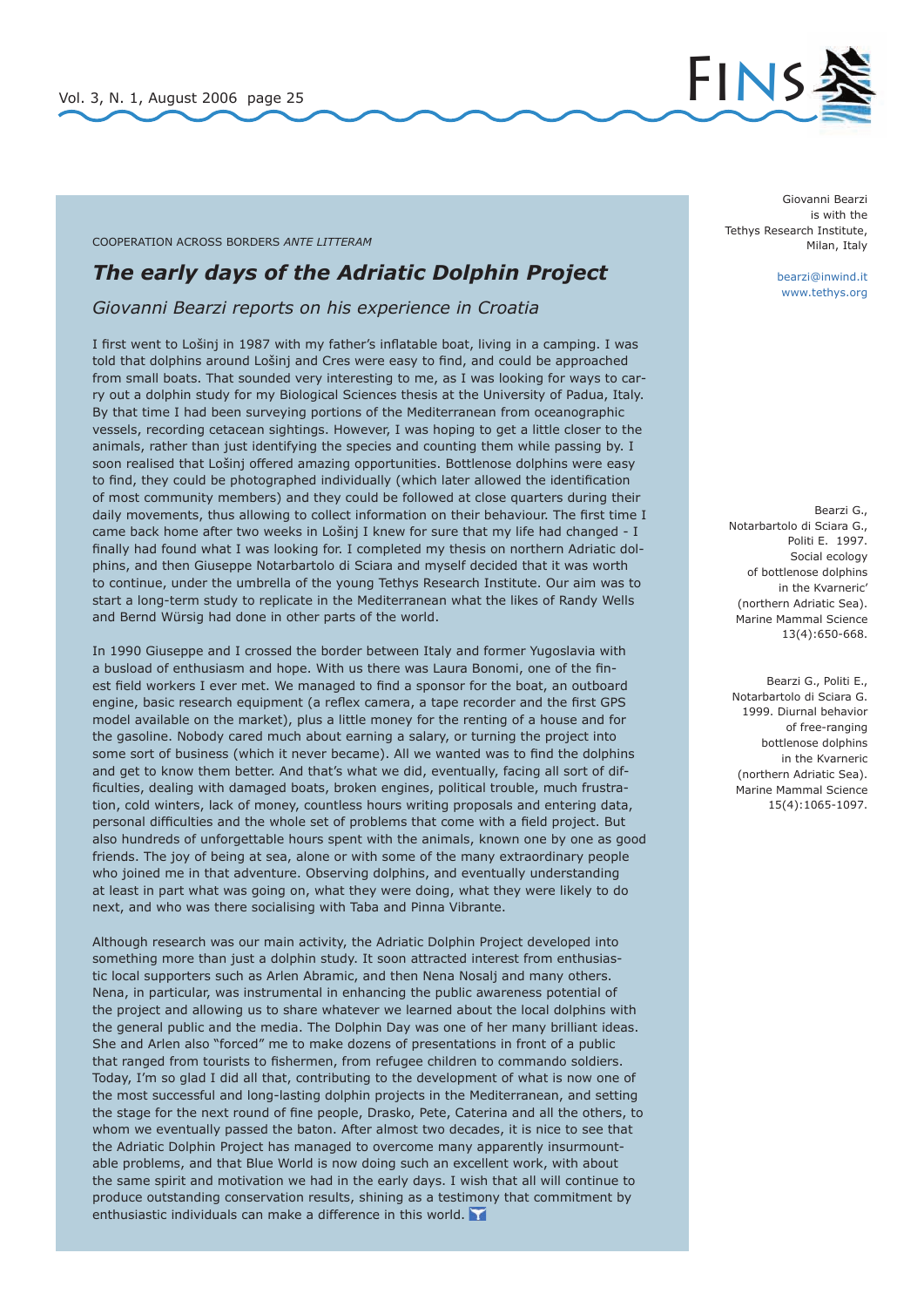COOPERATION ACROSS BORDERS *ANTE LITTERAM*

## *The early days of the Adriatic Dolphin Project*

*Giovanni Bearzi reports on his experience in Croatia*

Giovanni Bearzi is with the Tethys Research Institute, Milan, Italy

bearzi@inwind.it
www.tethys.org

I first went to Lošinj in 1987 with my father's inflatable boat, living in a camping. I was told that dolphins around Lošinj and Cres were easy to find, and could be approached from small boats. That sounded very interesting to me, as I was looking for ways to carry out a dolphin study for my Biological Sciences thesis at the University of Padua, Italy. By that time I had been surveying portions of the Mediterranean from oceanographic vessels, recording cetacean sightings. However, I was hoping to get a little closer to the animals, rather than just identifying the species and counting them while passing by. I soon realised that Lošinj offered amazing opportunities. Bottlenose dolphins were easy to find, they could be photographed individually (which later allowed the identification of most community members) and they could be followed at close quarters during their daily movements, thus allowing to collect information on their behaviour. The first time I came back home after two weeks in Lošinj I knew for sure that my life had changed - I finally had found what I was looking for. I completed my thesis on northern Adriatic dolphins, and then Giuseppe Notarbartolo di Sciara and myself decided that it was worth to continue, under the umbrella of the young Tethys Research Institute. Our aim was to start a long-term study to replicate in the Mediterranean what the likes of Randy Wells and Bernd Würsig had done in other parts of the world.

In 1990 Giuseppe and I crossed the border between Italy and former Yugoslavia with a busload of enthusiasm and hope. With us there was Laura Bonomi, one of the finest field workers I ever met. We managed to find a sponsor for the boat, an outboard engine, basic research equipment (a reflex camera, a tape recorder and the first GPS model available on the market), plus a little money for the renting of a house and for the gasoline. Nobody cared much about earning a salary, or turning the project into some sort of business (which it never became). All we wanted was to find the dolphins and get to know them better. And that's what we did, eventually, facing all sort of difficulties, dealing with damaged boats, broken engines, political trouble, much frustration, cold winters, lack of money, countless hours writing proposals and entering data, personal difficulties and the whole set of problems that come with a field project. But also hundreds of unforgettable hours spent with the animals, known one by one as good friends. The joy of being at sea, alone or with some of the many extraordinary people who joined me in that adventure. Observing dolphins, and eventually understanding at least in part what was going on, what they were doing, what they were likely to do next, and who was there socialising with Taba and Pinna Vibrante.

Although research was our main activity, the Adriatic Dolphin Project developed into something more than just a dolphin study. It soon attracted interest from enthusiastic local supporters such as Arlen Abramic, and then Nena Nosalj and many others. Nena, in particular, was instrumental in enhancing the public awareness potential of the project and allowing us to share whatever we learned about the local dolphins with the general public and the media. The Dolphin Day was one of her many brilliant ideas. She and Arlen also "forced" me to make dozens of presentations in front of a public that ranged from tourists to fishermen, from refugee children to commando soldiers. Today, I'm so glad I did all that, contributing to the development of what is now one of the most successful and long-lasting dolphin projects in the Mediterranean, and setting the stage for the next round of fine people, Drasko, Pete, Caterina and all the others, to whom we eventually passed the baton. After almost two decades, it is nice to see that the Adriatic Dolphin Project has managed to overcome many apparently insurmountable problems, and that Blue World is now doing such an excellent work, with about the same spirit and motivation we had in the early days. I wish that all will continue to produce outstanding conservation results, shining as a testimony that commitment by enthusiastic individuals can make a difference in this world.

Bearzi G., Notarbartolo di Sciara G., Politi E. 1997. Social ecology of bottlenose dolphins in the Kvarneric' (northern Adriatic Sea). Marine Mammal Science 13(4):650-668.

Bearzi G., Politi E., Notarbartolo di Sciara G. 1999. Diurnal behavior of free-ranging bottlenose dolphins in the Kvarneric (northern Adriatic Sea). Marine Mammal Science 15(4):1065-1097.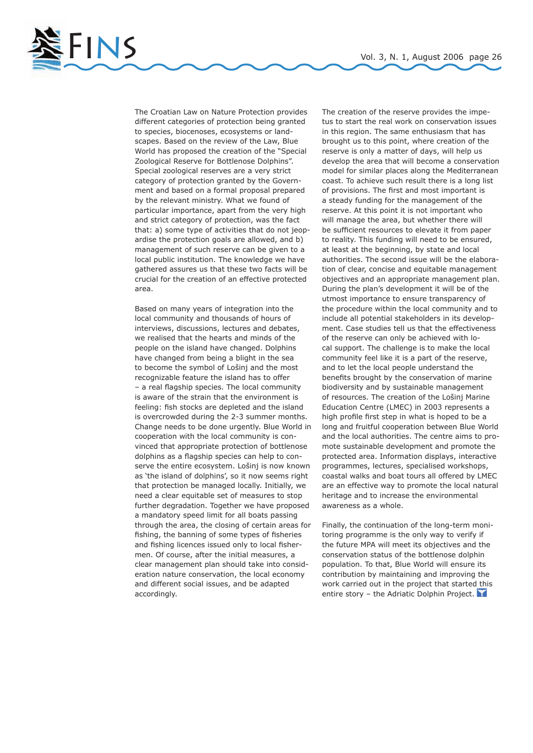The Croatian Law on Nature Protection provides different categories of protection being granted to species, biocenoses, ecosystems or landscapes. Based on the review of the Law, Blue World has proposed the creation of the "Special Zoological Reserve for Bottlenose Dolphins". Special zoological reserves are a very strict category of protection granted by the Government and based on a formal proposal prepared by the relevant ministry. What we found of particular importance, apart from the very high and strict category of protection, was the fact that: a) some type of activities that do not jeopardise the protection goals are allowed, and b) management of such reserve can be given to a local public institution. The knowledge we have gathered assures us that these two facts will be crucial for the creation of an effective protected area.

Based on many years of integration into the local community and thousands of hours of interviews, discussions, lectures and debates, we realised that the hearts and minds of the people on the island have changed. Dolphins have changed from being a blight in the sea to become the symbol of Lošinj and the most recognizable feature the island has to offer – a real flagship species. The local community is aware of the strain that the environment is feeling: fish stocks are depleted and the island is overcrowded during the 2-3 summer months. Change needs to be done urgently. Blue World in cooperation with the local community is convinced that appropriate protection of bottlenose dolphins as a flagship species can help to conserve the entire ecosystem. Lošinj is now known as 'the island of dolphins', so it now seems right that protection be managed locally. Initially, we need a clear equitable set of measures to stop further degradation. Together we have proposed a mandatory speed limit for all boats passing through the area, the closing of certain areas for fishing, the banning of some types of fisheries and fishing licences issued only to local fishermen. Of course, after the initial measures, a clear management plan should take into consideration nature conservation, the local economy and different social issues, and be adapted accordingly.

The creation of the reserve provides the impetus to start the real work on conservation issues in this region. The same enthusiasm that has brought us to this point, where creation of the reserve is only a matter of days, will help us develop the area that will become a conservation model for similar places along the Mediterranean coast. To achieve such result there is a long list of provisions. The first and most important is a steady funding for the management of the reserve. At this point it is not important who will manage the area, but whether there will be sufficient resources to elevate it from paper to reality. This funding will need to be ensured, at least at the beginning, by state and local authorities. The second issue will be the elaboration of clear, concise and equitable management objectives and an appropriate management plan. During the plan's development it will be of the utmost importance to ensure transparency of the procedure within the local community and to include all potential stakeholders in its development. Case studies tell us that the effectiveness of the reserve can only be achieved with local support. The challenge is to make the local community feel like it is a part of the reserve, and to let the local people understand the benefits brought by the conservation of marine biodiversity and by sustainable management of resources. The creation of the Lošinj Marine Education Centre (LMEC) in 2003 represents a high profile first step in what is hoped to be a long and fruitful cooperation between Blue World and the local authorities. The centre aims to promote sustainable development and promote the protected area. Information displays, interactive programmes, lectures, specialised workshops, coastal walks and boat tours all offered by LMEC are an effective way to promote the local natural heritage and to increase the environmental awareness as a whole.

Finally, the continuation of the long-term monitoring programme is the only way to verify if the future MPA will meet its objectives and the conservation status of the bottlenose dolphin population. To that, Blue World will ensure its contribution by maintaining and improving the work carried out in the project that started this entire story – the Adriatic Dolphin Project.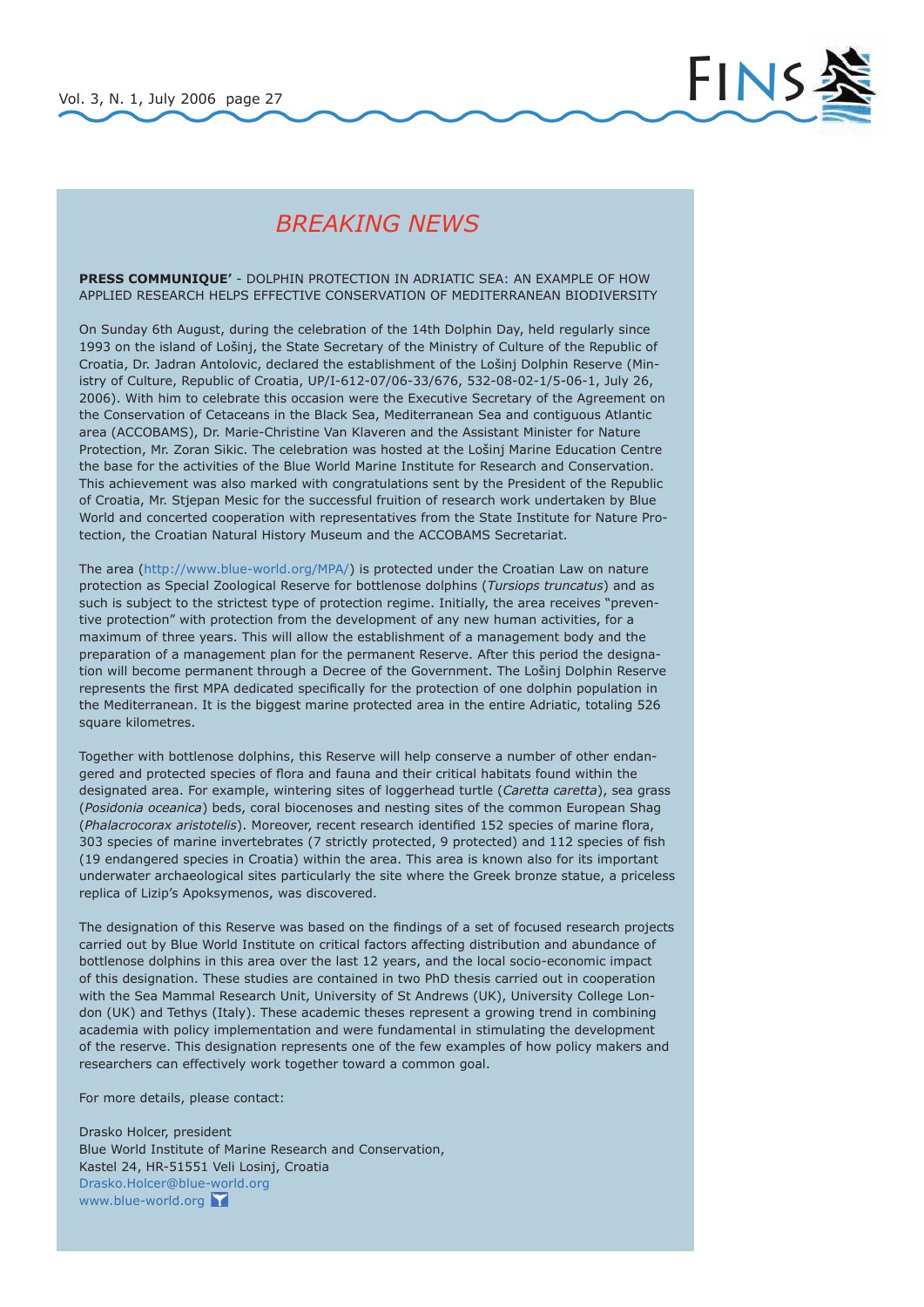# *BREAKING NEWS*

**PRESS COMMUNIQUE'** - DOLPHIN PROTECTION IN ADRIATIC SEA: AN EXAMPLE OF HOW APPLIED RESEARCH HELPS EFFECTIVE CONSERVATION OF MEDITERRANEAN BIODIVERSITY

On Sunday 6th August, during the celebration of the 14th Dolphin Day, held regularly since 1993 on the island of Lošinj, the State Secretary of the Ministry of Culture of the Republic of Croatia, Dr. Jadran Antolovic, declared the establishment of the Lošinj Dolphin Reserve (Ministry of Culture, Republic of Croatia, UP/I-612-07/06-33/676, 532-08-02-1/5-06-1, July 26, 2006). With him to celebrate this occasion were the Executive Secretary of the Agreement on the Conservation of Cetaceans in the Black Sea, Mediterranean Sea and contiguous Atlantic area (ACCOBAMS), Dr. Marie-Christine Van Klaveren and the Assistant Minister for Nature Protection, Mr. Zoran Sikic. The celebration was hosted at the Lošinj Marine Education Centre the base for the activities of the Blue World Marine Institute for Research and Conservation. This achievement was also marked with congratulations sent by the President of the Republic of Croatia, Mr. Stjepan Mesic for the successful fruition of research work undertaken by Blue World and concerted cooperation with representatives from the State Institute for Nature Protection, the Croatian Natural History Museum and the ACCOBAMS Secretariat.

The area (http://www.blue-world.org/MPA/) is protected under the Croatian Law on nature protection as Special Zoological Reserve for bottlenose dolphins (*Tursiops truncatus*) and as such is subject to the strictest type of protection regime. Initially, the area receives "preventive protection" with protection from the development of any new human activities, for a maximum of three years. This will allow the establishment of a management body and the preparation of a management plan for the permanent Reserve. After this period the designation will become permanent through a Decree of the Government. The Lošinj Dolphin Reserve represents the first MPA dedicated specifically for the protection of one dolphin population in the Mediterranean. It is the biggest marine protected area in the entire Adriatic, totaling 526 square kilometres.

Together with bottlenose dolphins, this Reserve will help conserve a number of other endangered and protected species of flora and fauna and their critical habitats found within the designated area. For example, wintering sites of loggerhead turtle (*Caretta caretta*), sea grass (*Posidonia oceanica*) beds, coral biocenoses and nesting sites of the common European Shag (*Phalacrocorax aristotelis*). Moreover, recent research identified 152 species of marine flora, 303 species of marine invertebrates (7 strictly protected, 9 protected) and 112 species of fish (19 endangered species in Croatia) within the area. This area is known also for its important underwater archaeological sites particularly the site where the Greek bronze statue, a priceless replica of Lizip's Apoksymenos, was discovered.

The designation of this Reserve was based on the findings of a set of focused research projects carried out by Blue World Institute on critical factors affecting distribution and abundance of bottlenose dolphins in this area over the last 12 years, and the local socio-economic impact of this designation. These studies are contained in two PhD thesis carried out in cooperation with the Sea Mammal Research Unit, University of St Andrews (UK), University College London (UK) and Tethys (Italy). These academic theses represent a growing trend in combining academia with policy implementation and were fundamental in stimulating the development of the reserve. This designation represents one of the few examples of how policy makers and researchers can effectively work together toward a common goal.

For more details, please contact:

Drasko Holcer, president  
Blue World Institute of Marine Research and Conservation,  
Kastel 24, HR-51551 Veli Losinj, Croatia  
Drasko.Holcer@blue-world.org  
www.blue-world.org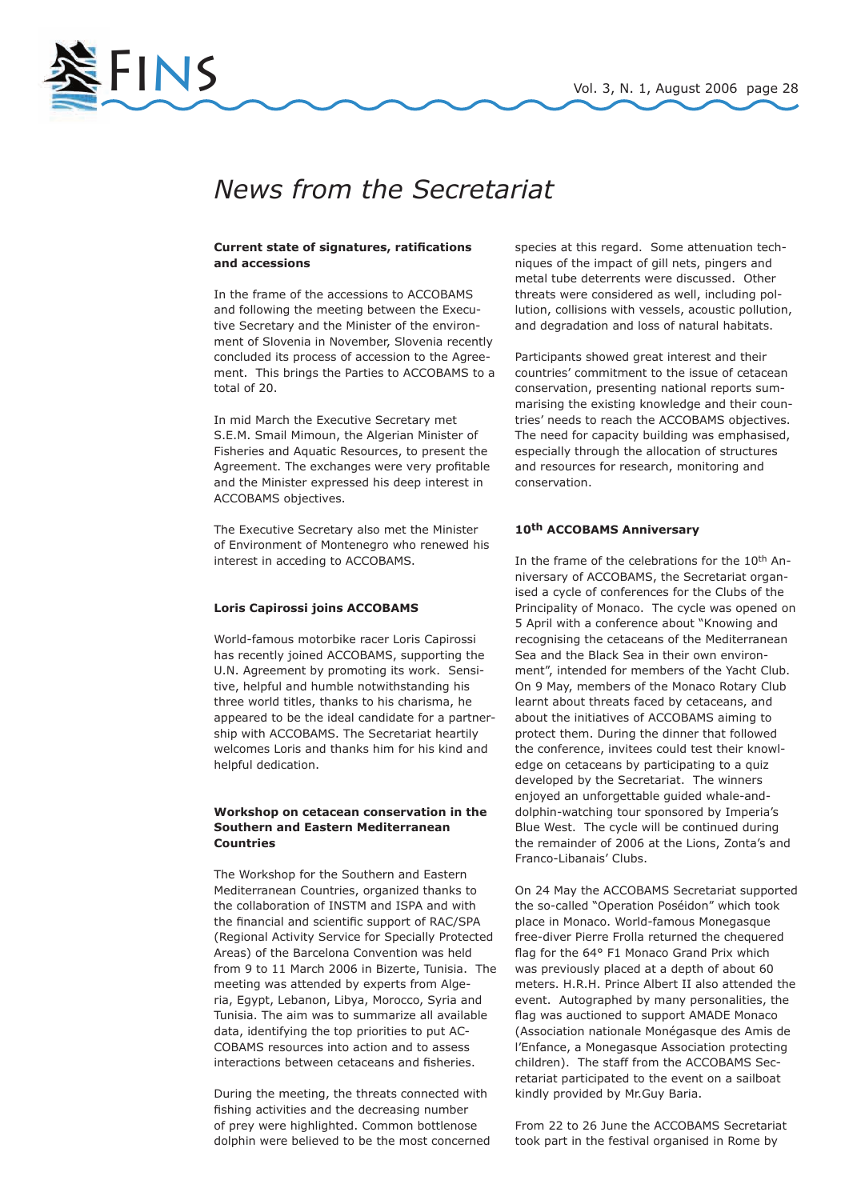# News from the Secretariat

**Current state of signatures, ratifications and accessions**

In the frame of the accessions to ACCOBAMS and following the meeting between the Executive Secretary and the Minister of the environment of Slovenia in November, Slovenia recently concluded its process of accession to the Agreement. This brings the Parties to ACCOBAMS to a total of 20.

In mid March the Executive Secretary met S.E.M. Smail Mimoun, the Algerian Minister of Fisheries and Aquatic Resources, to present the Agreement. The exchanges were very profitable and the Minister expressed his deep interest in ACCOBAMS objectives.

The Executive Secretary also met the Minister of Environment of Montenegro who renewed his interest in acceding to ACCOBAMS.

**Loris Capirossi joins ACCOBAMS**

World-famous motorbike racer Loris Capirossi has recently joined ACCOBAMS, supporting the U.N. Agreement by promoting its work. Sensitive, helpful and humble notwithstanding his three world titles, thanks to his charisma, he appeared to be the ideal candidate for a partnership with ACCOBAMS. The Secretariat heartily welcomes Loris and thanks him for his kind and helpful dedication.

**Workshop on cetacean conservation in the Southern and Eastern Mediterranean Countries**

The Workshop for the Southern and Eastern Mediterranean Countries, organized thanks to the collaboration of INSTM and ISPA and with the financial and scientific support of RAC/SPA (Regional Activity Service for Specially Protected Areas) of the Barcelona Convention was held from 9 to 11 March 2006 in Bizerte, Tunisia. The meeting was attended by experts from Algeria, Egypt, Lebanon, Libya, Morocco, Syria and Tunisia. The aim was to summarize all available data, identifying the top priorities to put ACCOBAMS resources into action and to assess interactions between cetaceans and fisheries.

During the meeting, the threats connected with fishing activities and the decreasing number of prey were highlighted. Common bottlenose dolphin were believed to be the most concerned species at this regard. Some attenuation techniques of the impact of gill nets, pingers and metal tube deterrents were discussed. Other threats were considered as well, including pollution, collisions with vessels, acoustic pollution, and degradation and loss of natural habitats.

Participants showed great interest and their countries' commitment to the issue of cetacean conservation, presenting national reports summarising the existing knowledge and their countries' needs to reach the ACCOBAMS objectives. The need for capacity building was emphasised, especially through the allocation of structures and resources for research, monitoring and conservation.

**10th ACCOBAMS Anniversary**

In the frame of the celebrations for the 10th Anniversary of ACCOBAMS, the Secretariat organised a cycle of conferences for the Clubs of the Principality of Monaco. The cycle was opened on 5 April with a conference about "Knowing and recognising the cetaceans of the Mediterranean Sea and the Black Sea in their own environment", intended for members of the Yacht Club. On 9 May, members of the Monaco Rotary Club learnt about threats faced by cetaceans, and about the initiatives of ACCOBAMS aiming to protect them. During the dinner that followed the conference, invitees could test their knowledge on cetaceans by participating to a quiz developed by the Secretariat. The winners enjoyed an unforgettable guided whale-and-dolphin-watching tour sponsored by Imperia's Blue West. The cycle will be continued during the remainder of 2006 at the Lions, Zonta's and Franco-Libanais' Clubs.

On 24 May the ACCOBAMS Secretariat supported the so-called "Operation Poséidon" which took place in Monaco. World-famous Monegasque free-diver Pierre Frolla returned the chequered flag for the 64° F1 Monaco Grand Prix which was previously placed at a depth of about 60 meters. H.R.H. Prince Albert II also attended the event. Autographed by many personalities, the flag was auctioned to support AMADE Monaco (Association nationale Monégasque des Amis de l'Enfance, a Monegasque Association protecting children). The staff from the ACCOBAMS Secretariat participated to the event on a sailboat kindly provided by Mr.Guy Baria.

From 22 to 26 June the ACCOBAMS Secretariat took part in the festival organised in Rome by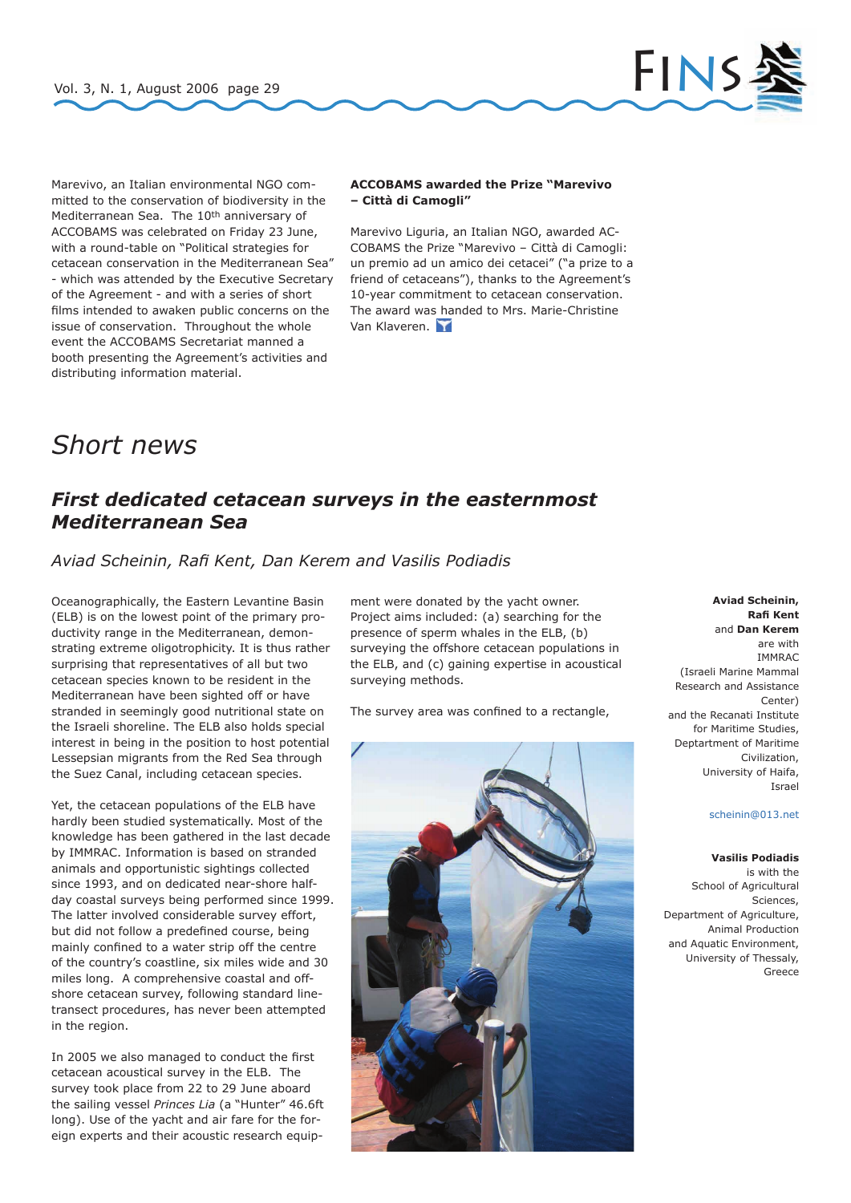Marevivo, an Italian environmental NGO committed to the conservation of biodiversity in the Mediterranean Sea. The 10th anniversary of ACCOBAMS was celebrated on Friday 23 June, with a round-table on "Political strategies for cetacean conservation in the Mediterranean Sea" - which was attended by the Executive Secretary of the Agreement - and with a series of short films intended to awaken public concerns on the issue of conservation. Throughout the whole event the ACCOBAMS Secretariat manned a booth presenting the Agreement's activities and distributing information material.

**ACCOBAMS awarded the Prize "Marevivo – Città di Camogli"**

Marevivo Liguria, an Italian NGO, awarded ACCOBAMS the Prize "Marevivo – Città di Camogli: un premio ad un amico dei cetacei" ("a prize to a friend of cetaceans"), thanks to the Agreement's 10-year commitment to cetacean conservation. The award was handed to Mrs. Marie-Christine Van Klaveren.

# *Short news*

## ***First dedicated cetacean surveys in the easternmost Mediterranean Sea***

*Aviad Scheinin, Rafi Kent, Dan Kerem and Vasilis Podiadis*

Oceanographically, the Eastern Levantine Basin (ELB) is on the lowest point of the primary productivity range in the Mediterranean, demonstrating extreme oligotrophicity. It is thus rather surprising that representatives of all but two cetacean species known to be resident in the Mediterranean have been sighted off or have stranded in seemingly good nutritional state on the Israeli shoreline. The ELB also holds special interest in being in the position to host potential Lessepsian migrants from the Red Sea through the Suez Canal, including cetacean species.

Yet, the cetacean populations of the ELB have hardly been studied systematically. Most of the knowledge has been gathered in the last decade by IMMRAC. Information is based on stranded animals and opportunistic sightings collected since 1993, and on dedicated near-shore half-day coastal surveys being performed since 1999. The latter involved considerable survey effort, but did not follow a predefined course, being mainly confined to a water strip off the centre of the country's coastline, six miles wide and 30 miles long. A comprehensive coastal and offshore cetacean survey, following standard line-transect procedures, has never been attempted in the region.

In 2005 we also managed to conduct the first cetacean acoustical survey in the ELB. The survey took place from 22 to 29 June aboard the sailing vessel *Princes Lia* (a "Hunter" 46.6ft long). Use of the yacht and air fare for the foreign experts and their acoustic research equipment were donated by the yacht owner. Project aims included: (a) searching for the presence of sperm whales in the ELB, (b) surveying the offshore cetacean populations in the ELB, and (c) gaining expertise in acoustical surveying methods.

The survey area was confined to a rectangle,

**Aviad Scheinin, Rafi Kent** and **Dan Kerem** are with IMMRAC (Israeli Marine Mammal Research and Assistance Center) and the Recanati Institute for Maritime Studies, Deptartment of Maritime Civilization, University of Haifa, Israel

scheinin@013.net

**Vasilis Podiadis** is with the School of Agricultural Sciences, Department of Agriculture, Animal Production and Aquatic Environment, University of Thessaly, Greece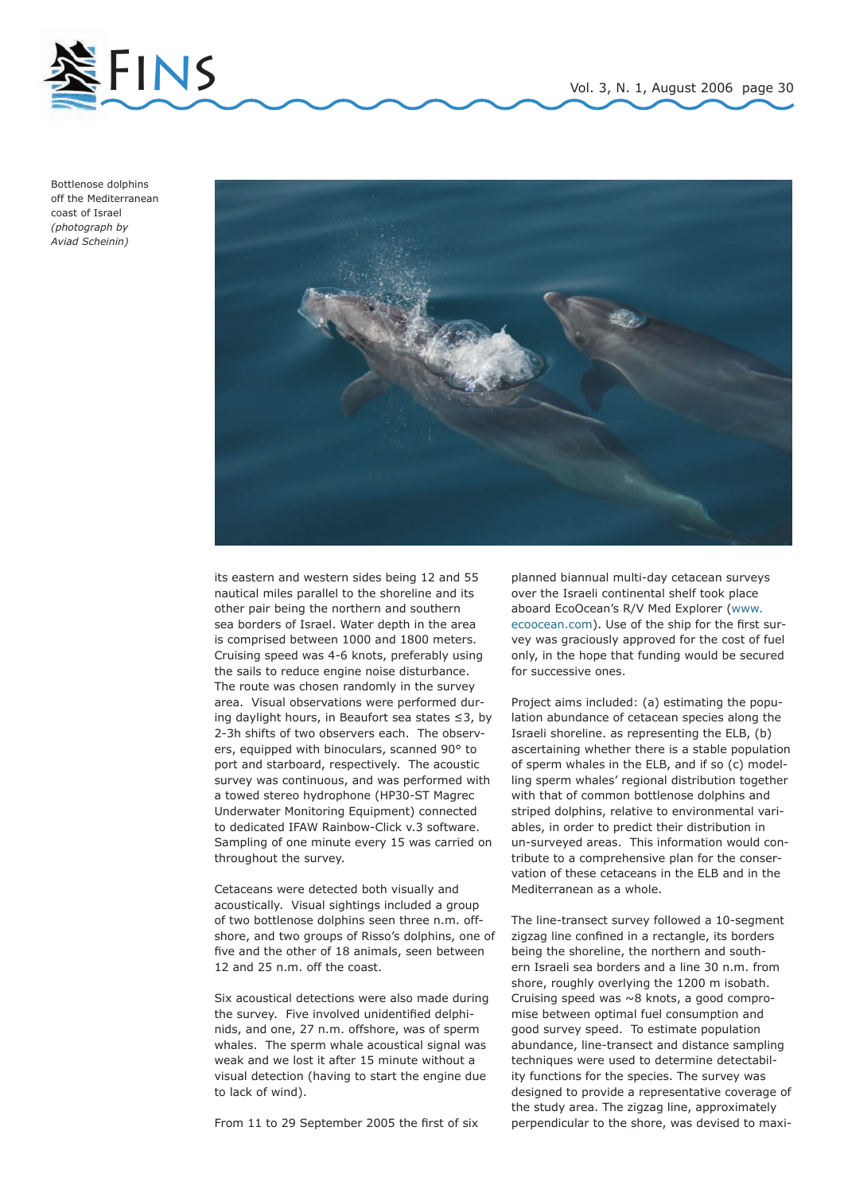Bottlenose dolphins off the Mediterranean coast of Israel *(photograph by Aviad Scheinin)*

its eastern and western sides being 12 and 55 nautical miles parallel to the shoreline and its other pair being the northern and southern sea borders of Israel. Water depth in the area is comprised between 1000 and 1800 meters. Cruising speed was 4-6 knots, preferably using the sails to reduce engine noise disturbance. The route was chosen randomly in the survey area. Visual observations were performed during daylight hours, in Beaufort sea states ≤3, by 2-3h shifts of two observers each. The observers, equipped with binoculars, scanned 90° to port and starboard, respectively. The acoustic survey was continuous, and was performed with a towed stereo hydrophone (HP30-ST Magrec Underwater Monitoring Equipment) connected to dedicated IFAW Rainbow-Click v.3 software. Sampling of one minute every 15 was carried on throughout the survey.

Cetaceans were detected both visually and acoustically. Visual sightings included a group of two bottlenose dolphins seen three n.m. offshore, and two groups of Risso's dolphins, one of five and the other of 18 animals, seen between 12 and 25 n.m. off the coast.

Six acoustical detections were also made during the survey. Five involved unidentified delphinids, and one, 27 n.m. offshore, was of sperm whales. The sperm whale acoustical signal was weak and we lost it after 15 minute without a visual detection (having to start the engine due to lack of wind).

From 11 to 29 September 2005 the first of six planned biannual multi-day cetacean surveys over the Israeli continental shelf took place aboard EcoOcean's R/V Med Explorer (www.ecoocean.com). Use of the ship for the first survey was graciously approved for the cost of fuel only, in the hope that funding would be secured for successive ones.

Project aims included: (a) estimating the population abundance of cetacean species along the Israeli shoreline. as representing the ELB, (b) ascertaining whether there is a stable population of sperm whales in the ELB, and if so (c) modelling sperm whales' regional distribution together with that of common bottlenose dolphins and striped dolphins, relative to environmental variables, in order to predict their distribution in un-surveyed areas. This information would contribute to a comprehensive plan for the conservation of these cetaceans in the ELB and in the Mediterranean as a whole.

The line-transect survey followed a 10-segment zigzag line confined in a rectangle, its borders being the shoreline, the northern and southern Israeli sea borders and a line 30 n.m. from shore, roughly overlying the 1200 m isobath. Cruising speed was ~8 knots, a good compromise between optimal fuel consumption and good survey speed. To estimate population abundance, line-transect and distance sampling techniques were used to determine detectability functions for the species. The survey was designed to provide a representative coverage of the study area. The zigzag line, approximately perpendicular to the shore, was devised to maxi-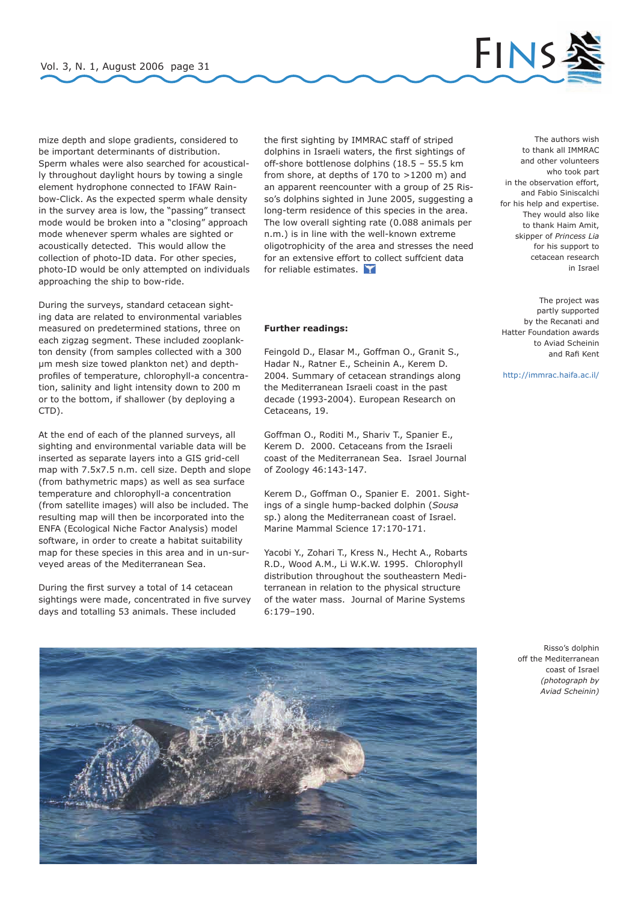mize depth and slope gradients, considered to be important determinants of distribution. Sperm whales were also searched for acoustically throughout daylight hours by towing a single element hydrophone connected to IFAW Rainbow-Click. As the expected sperm whale density in the survey area is low, the "passing" transect mode would be broken into a "closing" approach mode whenever sperm whales are sighted or acoustically detected. This would allow the collection of photo-ID data. For other species, photo-ID would be only attempted on individuals approaching the ship to bow-ride.

During the surveys, standard cetacean sighting data are related to environmental variables measured on predetermined stations, three on each zigzag segment. These included zooplankton density (from samples collected with a 300 μm mesh size towed plankton net) and depth-profiles of temperature, chlorophyll-a concentration, salinity and light intensity down to 200 m or to the bottom, if shallower (by deploying a CTD).

At the end of each of the planned surveys, all sighting and environmental variable data will be inserted as separate layers into a GIS grid-cell map with 7.5x7.5 n.m. cell size. Depth and slope (from bathymetric maps) as well as sea surface temperature and chlorophyll-a concentration (from satellite images) will also be included. The resulting map will then be incorporated into the ENFA (Ecological Niche Factor Analysis) model software, in order to create a habitat suitability map for these species in this area and in un-surveyed areas of the Mediterranean Sea.

During the first survey a total of 14 cetacean sightings were made, concentrated in five survey days and totalling 53 animals. These included the first sighting by IMMRAC staff of striped dolphins in Israeli waters, the first sightings of off-shore bottlenose dolphins (18.5 – 55.5 km from shore, at depths of 170 to >1200 m) and an apparent reencounter with a group of 25 Risso's dolphins sighted in June 2005, suggesting a long-term residence of this species in the area. The low overall sighting rate (0.088 animals per n.m.) is in line with the well-known extreme oligotrophicity of the area and stresses the need for an extensive effort to collect suffcient data for reliable estimates.

**Further readings:**

Feingold D., Elasar M., Goffman O., Granit S., Hadar N., Ratner E., Scheinin A., Kerem D. 2004. Summary of cetacean strandings along the Mediterranean Israeli coast in the past decade (1993-2004). European Research on Cetaceans, 19.

Goffman O., Roditi M., Shariv T., Spanier E., Kerem D. 2000. Cetaceans from the Israeli coast of the Mediterranean Sea. Israel Journal of Zoology 46:143-147.

Kerem D., Goffman O., Spanier E. 2001. Sightings of a single hump-backed dolphin (*Sousa* sp.) along the Mediterranean coast of Israel. Marine Mammal Science 17:170-171.

Yacobi Y., Zohari T., Kress N., Hecht A., Robarts R.D., Wood A.M., Li W.K.W. 1995. Chlorophyll distribution throughout the southeastern Mediterranean in relation to the physical structure of the water mass. Journal of Marine Systems 6:179–190.

The authors wish to thank all IMMRAC and other volunteers who took part in the observation effort, and Fabio Siniscalchi for his help and expertise. They would also like to thank Haim Amit, skipper of *Princess Lia* for his support to cetacean research in Israel

The project was partly supported by the Recanati and Hatter Foundation awards to Aviad Scheinin and Rafi Kent

http://immrac.haifa.ac.il/

Risso's dolphin off the Mediterranean coast of Israel *(photograph by Aviad Scheinin)*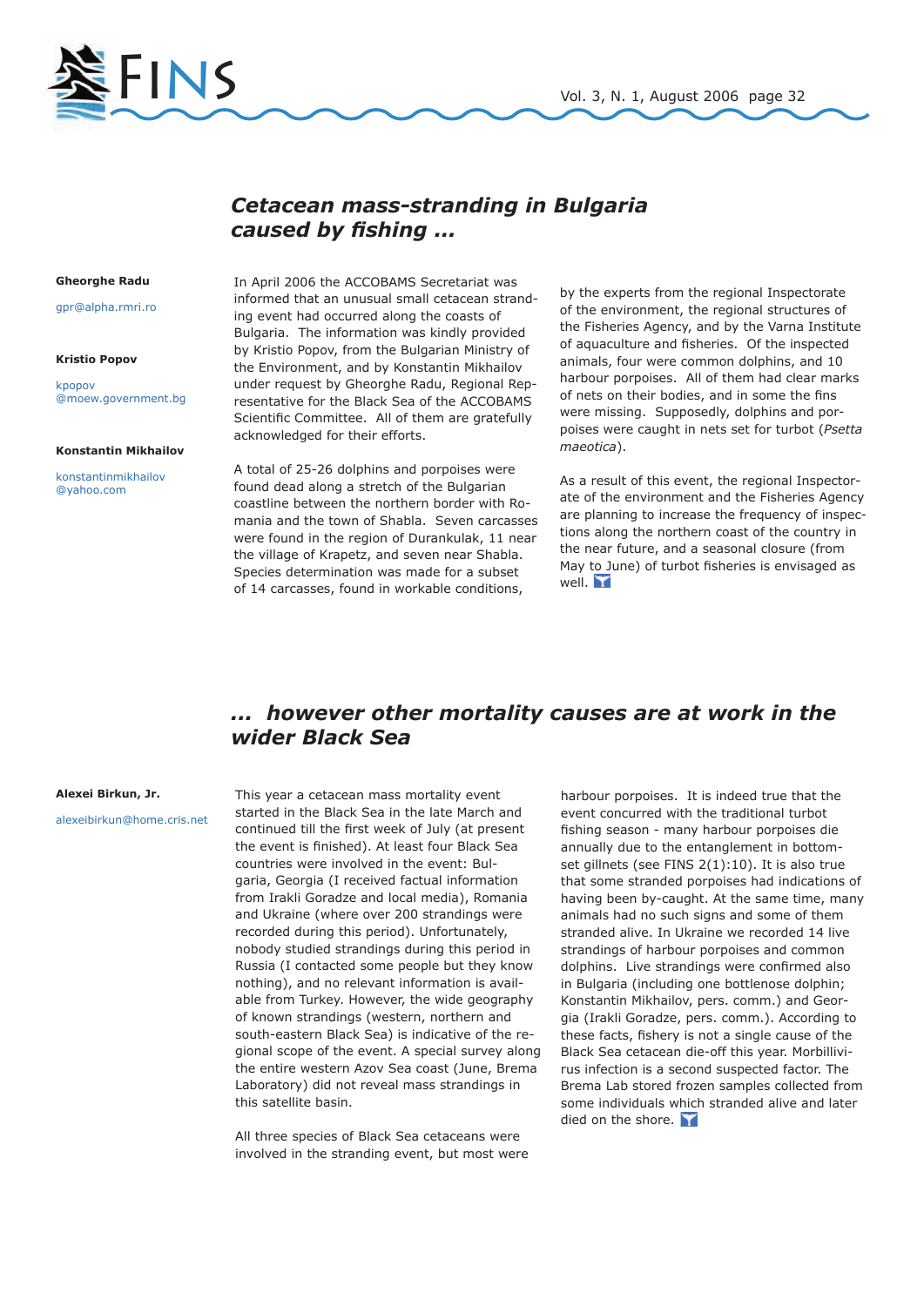## Cetacean mass-stranding in Bulgaria caused by fishing ...

**Gheorghe Radu**

gpr@alpha.rmri.ro

**Kristio Popov**

kpopov@moew.government.bg

**Konstantin Mikhailov**

konstantinmikhailov@yahoo.com

In April 2006 the ACCOBAMS Secretariat was informed that an unusual small cetacean stranding event had occurred along the coasts of Bulgaria. The information was kindly provided by Kristio Popov, from the Bulgarian Ministry of the Environment, and by Konstantin Mikhailov under request by Gheorghe Radu, Regional Representative for the Black Sea of the ACCOBAMS Scientific Committee. All of them are gratefully acknowledged for their efforts.

A total of 25-26 dolphins and porpoises were found dead along a stretch of the Bulgarian coastline between the northern border with Romania and the town of Shabla. Seven carcasses were found in the region of Durankulak, 11 near the village of Krapetz, and seven near Shabla. Species determination was made for a subset of 14 carcasses, found in workable conditions, by the experts from the regional Inspectorate of the environment, the regional structures of the Fisheries Agency, and by the Varna Institute of aquaculture and fisheries. Of the inspected animals, four were common dolphins, and 10 harbour porpoises. All of them had clear marks of nets on their bodies, and in some the fins were missing. Supposedly, dolphins and porpoises were caught in nets set for turbot (*Psetta maeotica*).

As a result of this event, the regional Inspectorate of the environment and the Fisheries Agency are planning to increase the frequency of inspections along the northern coast of the country in the near future, and a seasonal closure (from May to June) of turbot fisheries is envisaged as well.

## ... however other mortality causes are at work in the wider Black Sea

**Alexei Birkun, Jr.**

alexeibirkun@home.cris.net

This year a cetacean mass mortality event started in the Black Sea in the late March and continued till the first week of July (at present the event is finished). At least four Black Sea countries were involved in the event: Bulgaria, Georgia (I received factual information from Irakli Goradze and local media), Romania and Ukraine (where over 200 strandings were recorded during this period). Unfortunately, nobody studied strandings during this period in Russia (I contacted some people but they know nothing), and no relevant information is available from Turkey. However, the wide geography of known strandings (western, northern and south-eastern Black Sea) is indicative of the regional scope of the event. A special survey along the entire western Azov Sea coast (June, Brema Laboratory) did not reveal mass strandings in this satellite basin.

All three species of Black Sea cetaceans were involved in the stranding event, but most were harbour porpoises. It is indeed true that the event concurred with the traditional turbot fishing season - many harbour porpoises die annually due to the entanglement in bottom-set gillnets (see FINS 2(1):10). It is also true that some stranded porpoises had indications of having been by-caught. At the same time, many animals had no such signs and some of them stranded alive. In Ukraine we recorded 14 live strandings of harbour porpoises and common dolphins. Live strandings were confirmed also in Bulgaria (including one bottlenose dolphin; Konstantin Mikhailov, pers. comm.) and Georgia (Irakli Goradze, pers. comm.). According to these facts, fishery is not a single cause of the Black Sea cetacean die-off this year. Morbillivirus infection is a second suspected factor. The Brema Lab stored frozen samples collected from some individuals which stranded alive and later died on the shore.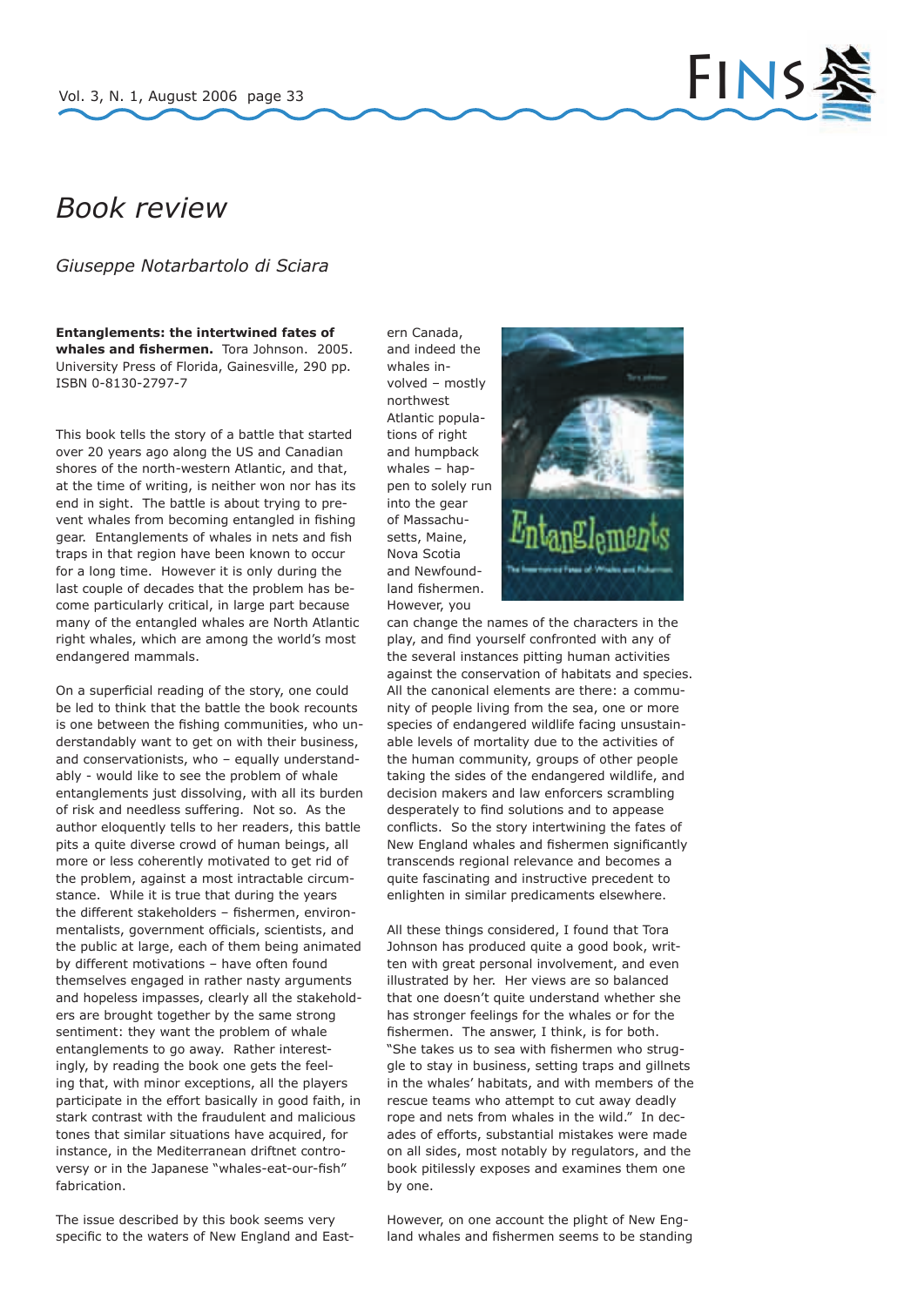# Book review

*Giuseppe Notarbartolo di Sciara*

**Entanglements: the intertwined fates of whales and fishermen.** Tora Johnson. 2005. University Press of Florida, Gainesville, 290 pp. ISBN 0-8130-2797-7

This book tells the story of a battle that started over 20 years ago along the US and Canadian shores of the north-western Atlantic, and that, at the time of writing, is neither won nor has its end in sight. The battle is about trying to prevent whales from becoming entangled in fishing gear. Entanglements of whales in nets and fish traps in that region have been known to occur for a long time. However it is only during the last couple of decades that the problem has become particularly critical, in large part because many of the entangled whales are North Atlantic right whales, which are among the world's most endangered mammals.

On a superficial reading of the story, one could be led to think that the battle the book recounts is one between the fishing communities, who understandably want to get on with their business, and conservationists, who – equally understandably - would like to see the problem of whale entanglements just dissolving, with all its burden of risk and needless suffering. Not so. As the author eloquently tells to her readers, this battle pits a quite diverse crowd of human beings, all more or less coherently motivated to get rid of the problem, against a most intractable circumstance. While it is true that during the years the different stakeholders – fishermen, environmentalists, government officials, scientists, and the public at large, each of them being animated by different motivations – have often found themselves engaged in rather nasty arguments and hopeless impasses, clearly all the stakeholders are brought together by the same strong sentiment: they want the problem of whale entanglements to go away. Rather interestingly, by reading the book one gets the feeling that, with minor exceptions, all the players participate in the effort basically in good faith, in stark contrast with the fraudulent and malicious tones that similar situations have acquired, for instance, in the Mediterranean driftnet controversy or in the Japanese "whales-eat-our-fish" fabrication.

The issue described by this book seems very specific to the waters of New England and Eastern Canada, and indeed the whales involved – mostly northwest Atlantic populations of right and humpback whales – happen to solely run into the gear of Massachusetts, Maine, Nova Scotia and Newfoundland fishermen. However, you can change the names of the characters in the play, and find yourself confronted with any of the several instances pitting human activities against the conservation of habitats and species. All the canonical elements are there: a community of people living from the sea, one or more species of endangered wildlife facing unsustainable levels of mortality due to the activities of the human community, groups of other people taking the sides of the endangered wildlife, and decision makers and law enforcers scrambling desperately to find solutions and to appease conflicts. So the story intertwining the fates of New England whales and fishermen significantly transcends regional relevance and becomes a quite fascinating and instructive precedent to enlighten in similar predicaments elsewhere.

All these things considered, I found that Tora Johnson has produced quite a good book, written with great personal involvement, and even illustrated by her. Her views are so balanced that one doesn't quite understand whether she has stronger feelings for the whales or for the fishermen. The answer, I think, is for both. "She takes us to sea with fishermen who struggle to stay in business, setting traps and gillnets in the whales' habitats, and with members of the rescue teams who attempt to cut away deadly rope and nets from whales in the wild." In decades of efforts, substantial mistakes were made on all sides, most notably by regulators, and the book pitilessly exposes and examines them one by one.

However, on one account the plight of New England whales and fishermen seems to be standing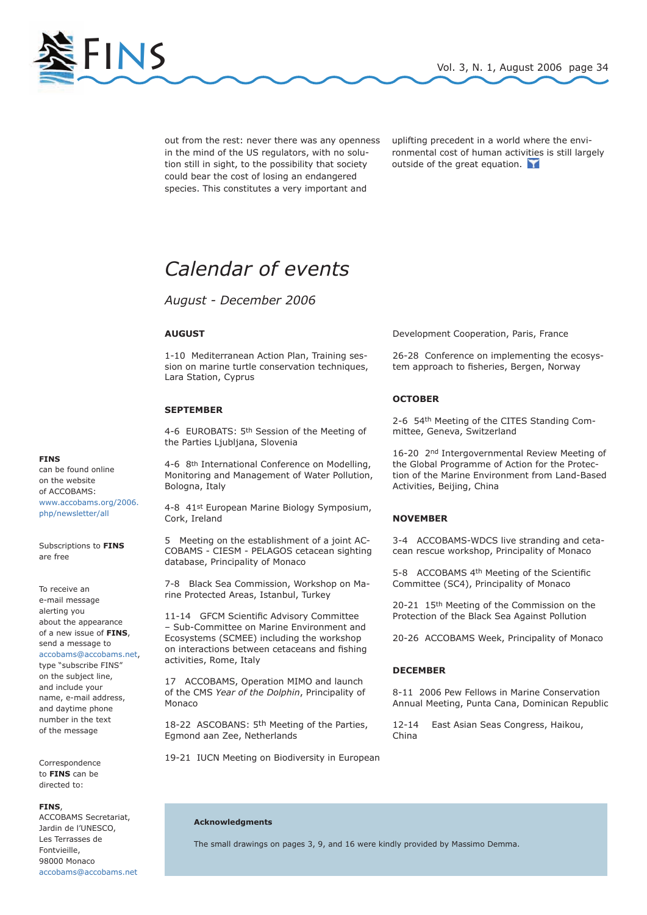out from the rest: never there was any openness in the mind of the US regulators, with no solution still in sight, to the possibility that society could bear the cost of losing an endangered species. This constitutes a very important and uplifting precedent in a world where the environmental cost of human activities is still largely outside of the great equation.

# *Calendar of events*

## *August - December 2006*

### AUGUST

1-10 Mediterranean Action Plan, Training session on marine turtle conservation techniques, Lara Station, Cyprus

### SEPTEMBER

4-6 EUROBATS: 5th Session of the Meeting of the Parties Ljubljana, Slovenia

4-6 8th International Conference on Modelling, Monitoring and Management of Water Pollution, Bologna, Italy

4-8 41st European Marine Biology Symposium, Cork, Ireland

5 Meeting on the establishment of a joint ACCOBAMS - CIESM - PELAGOS cetacean sighting database, Principality of Monaco

7-8 Black Sea Commission, Workshop on Marine Protected Areas, Istanbul, Turkey

11-14 GFCM Scientific Advisory Committee – Sub-Committee on Marine Environment and Ecosystems (SCMEE) including the workshop on interactions between cetaceans and fishing activities, Rome, Italy

17 ACCOBAMS, Operation MIMO and launch of the CMS *Year of the Dolphin*, Principality of Monaco

18-22 ASCOBANS: 5th Meeting of the Parties, Egmond aan Zee, Netherlands

19-21 IUCN Meeting on Biodiversity in European Development Cooperation, Paris, France

26-28 Conference on implementing the ecosystem approach to fisheries, Bergen, Norway

### OCTOBER

2-6 54th Meeting of the CITES Standing Committee, Geneva, Switzerland

16-20 2nd Intergovernmental Review Meeting of the Global Programme of Action for the Protection of the Marine Environment from Land-Based Activities, Beijing, China

### NOVEMBER

3-4 ACCOBAMS-WDCS live stranding and cetacean rescue workshop, Principality of Monaco

5-8 ACCOBAMS 4th Meeting of the Scientific Committee (SC4), Principality of Monaco

20-21 15th Meeting of the Commission on the Protection of the Black Sea Against Pollution

20-26 ACCOBAMS Week, Principality of Monaco

### DECEMBER

8-11 2006 Pew Fellows in Marine Conservation Annual Meeting, Punta Cana, Dominican Republic

12-14 East Asian Seas Congress, Haikou, China

**Acknowledgments**

The small drawings on pages 3, 9, and 16 were kindly provided by Massimo Demma.

---

**FINS** can be found online on the website of ACCOBAMS: www.accobams.org/2006.php/newsletter/all

Subscriptions to **FINS** are free

To receive an e-mail message alerting you about the appearance of a new issue of **FINS**, send a message to accobams@accobams.net, type "subscribe FINS" on the subject line, and include your name, e-mail address, and daytime phone number in the text of the message

Correspondence to **FINS** can be directed to:

**FINS**,
ACCOBAMS Secretariat,
Jardin de l'UNESCO,
Les Terrasses de Fontvieille,
98000 Monaco
accobams@accobams.net